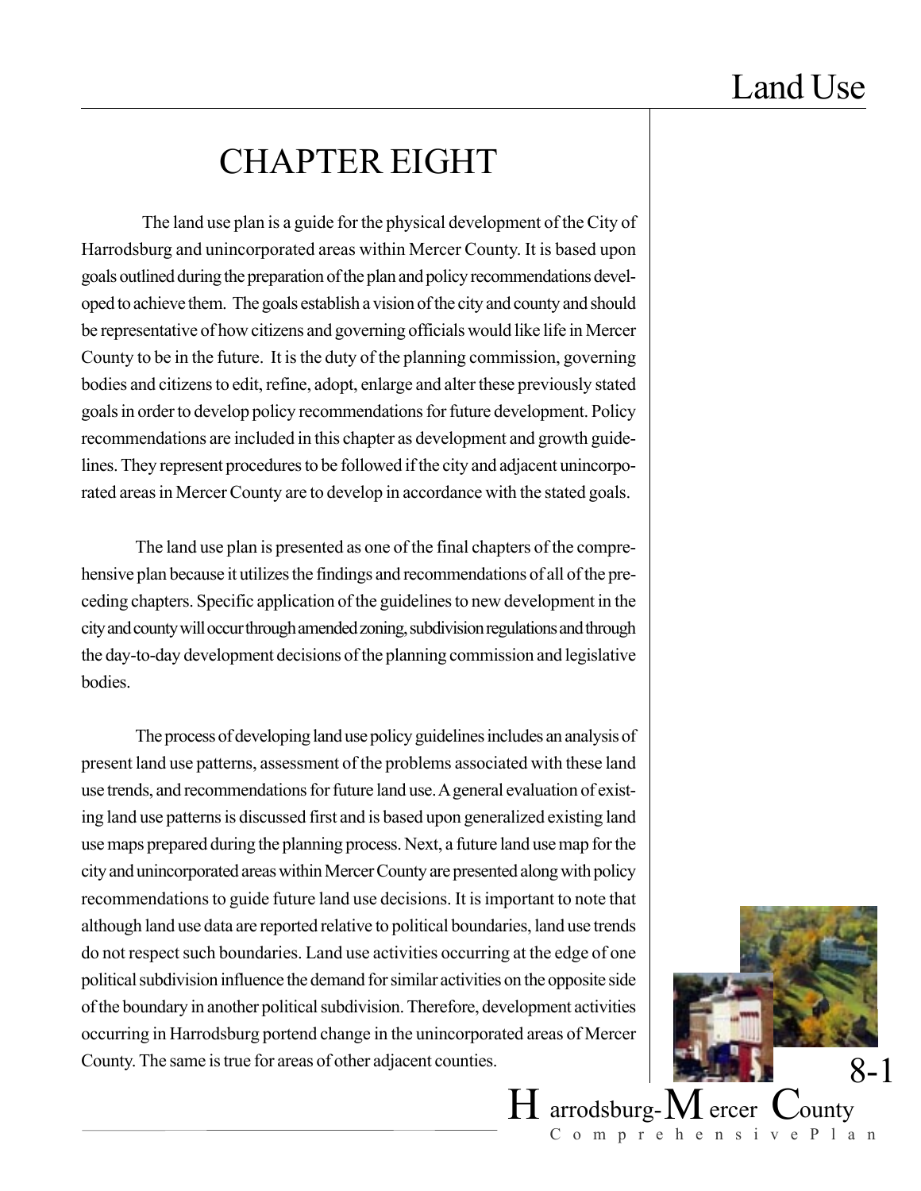# CHAPTER EIGHT

The land use plan is a guide for the physical development of the City of Harrodsburg and unincorporated areas within Mercer County. It is based upon goals outlined during the preparation of the plan and policy recommendations developed to achieve them. The goals establish a vision of the city and county and should be representative of how citizens and governing officials would like life in Mercer County to be in the future. It is the duty of the planning commission, governing bodies and citizens to edit, refine, adopt, enlarge and alter these previously stated goals in order to develop policy recommendations for future development. Policy recommendations are included in this chapter as development and growth guidelines. They represent procedures to be followed if the city and adjacent unincorporated areas in Mercer County are to develop in accordance with the stated goals.

The land use plan is presented as one of the final chapters of the comprehensive plan because it utilizes the findings and recommendations of all of the preceding chapters. Specific application of the guidelines to new development in the city and county will occur through amended zoning, subdivision regulations and through the day-to-day development decisions of the planning commission and legislative bodies.

The process of developing land use policy guidelines includes an analysis of present land use patterns, assessment of the problems associated with these land use trends, and recommendations for future land use. A general evaluation of existing land use patterns is discussed first and is based upon generalized existing land use maps prepared during the planning process. Next, a future land use map for the city and unincorporated areas within Mercer County are presented along with policy recommendations to guide future land use decisions. It is important to note that although land use data are reported relative to political boundaries, land use trends do not respect such boundaries. Land use activities occurring at the edge of one political subdivision influence the demand for similar activities on the opposite side of the boundary in another political subdivision. Therefore, development activities occurring in Harrodsburg portend change in the unincorporated areas of Mercer County. The same is true for areas of other adjacent counties.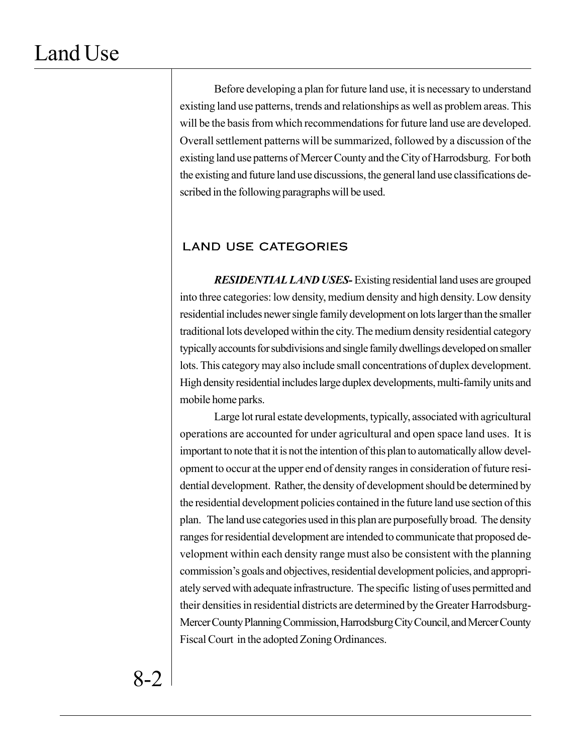Before developing a plan for future land use, it is necessary to understand existing land use patterns, trends and relationships as well as problem areas. This will be the basis from which recommendations for future land use are developed. Overall settlement patterns will be summarized, followed by a discussion of the existing land use patterns of Mercer County and the City of Harrodsburg. For both the existing and future land use discussions, the general land use classifications described in the following paragraphs will be used.

## LAND USE CATEGORIES

***RESIDENTIAL LAND USES-*** Existing residential land uses are grouped into three categories: low density, medium density and high density. Low density residential includes newer single family development on lots larger than the smaller traditional lots developed within the city. The medium density residential category typically accounts for subdivisions and single family dwellings developed on smaller lots. This category may also include small concentrations of duplex development. High density residential includes large duplex developments, multi-family units and mobile home parks.

Large lot rural estate developments, typically, associated with agricultural operations are accounted for under agricultural and open space land uses. It is important to note that it is not the intention of this plan to automatically allow development to occur at the upper end of density ranges in consideration of future residential development. Rather, the density of development should be determined by the residential development policies contained in the future land use section of this plan. The land use categories used in this plan are purposefully broad. The density ranges for residential development are intended to communicate that proposed development within each density range must also be consistent with the planning commission's goals and objectives, residential development policies, and appropriately served with adequate infrastructure. The specific listing of uses permitted and their densities in residential districts are determined by the Greater Harrodsburg-Mercer County Planning Commission, Harrodsburg City Council, and Mercer County Fiscal Court in the adopted Zoning Ordinances.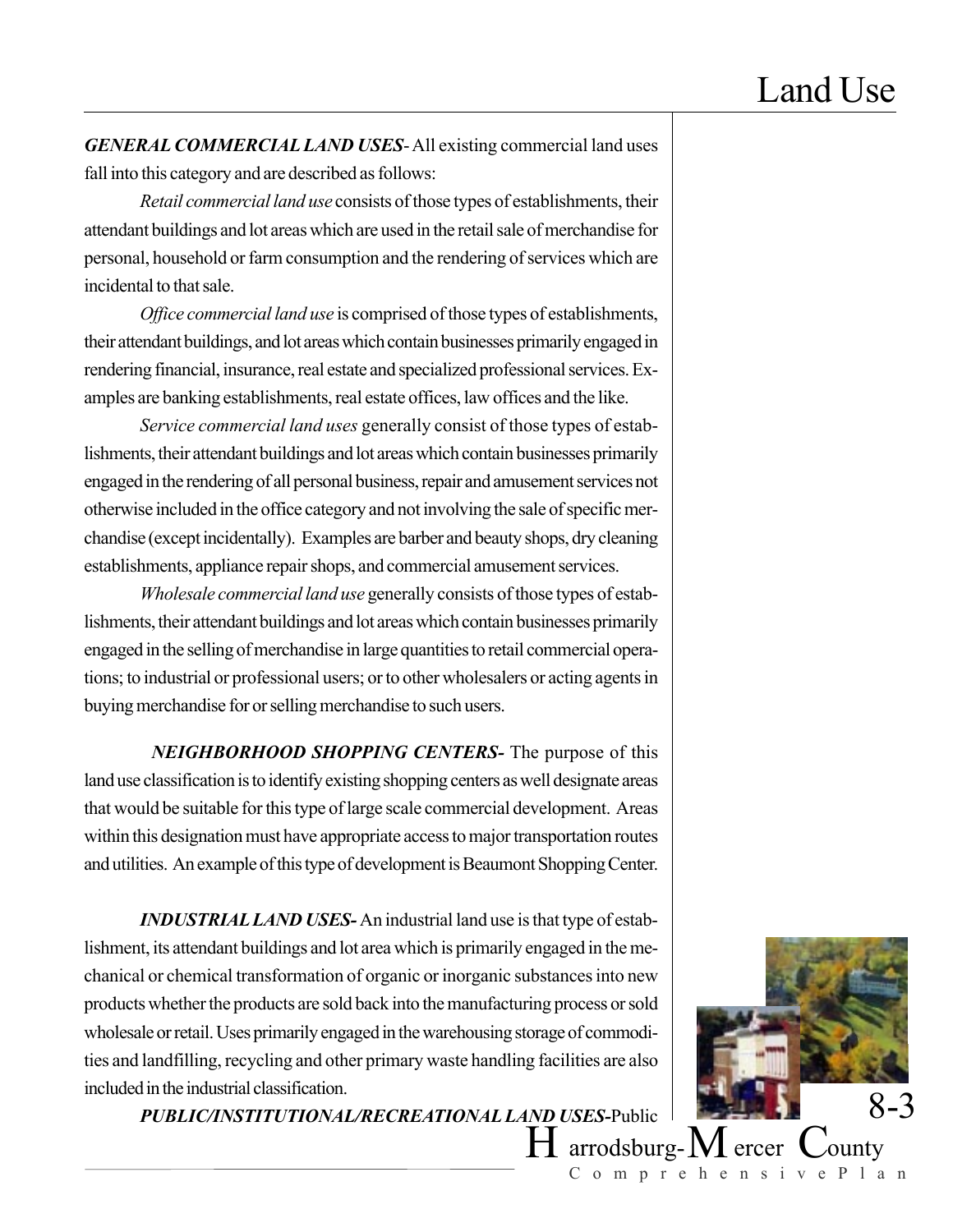***GENERAL COMMERCIAL LAND USES***- All existing commercial land uses fall into this category and are described as follows:

*Retail commercial land use* consists of those types of establishments, their attendant buildings and lot areas which are used in the retail sale of merchandise for personal, household or farm consumption and the rendering of services which are incidental to that sale.

*Office commercial land use* is comprised of those types of establishments, their attendant buildings, and lot areas which contain businesses primarily engaged in rendering financial, insurance, real estate and specialized professional services. Examples are banking establishments, real estate offices, law offices and the like.

*Service commercial land uses* generally consist of those types of establishments, their attendant buildings and lot areas which contain businesses primarily engaged in the rendering of all personal business, repair and amusement services not otherwise included in the office category and not involving the sale of specific merchandise (except incidentally). Examples are barber and beauty shops, dry cleaning establishments, appliance repair shops, and commercial amusement services.

*Wholesale commercial land use* generally consists of those types of establishments, their attendant buildings and lot areas which contain businesses primarily engaged in the selling of merchandise in large quantities to retail commercial operations; to industrial or professional users; or to other wholesalers or acting agents in buying merchandise for or selling merchandise to such users.

***NEIGHBORHOOD SHOPPING CENTERS-*** The purpose of this land use classification is to identify existing shopping centers as well designate areas that would be suitable for this type of large scale commercial development. Areas within this designation must have appropriate access to major transportation routes and utilities. An example of this type of development is Beaumont Shopping Center.

***INDUSTRIAL LAND USES-*** An industrial land use is that type of establishment, its attendant buildings and lot area which is primarily engaged in the mechanical or chemical transformation of organic or inorganic substances into new products whether the products are sold back into the manufacturing process or sold wholesale or retail. Uses primarily engaged in the warehousing storage of commodities and landfilling, recycling and other primary waste handling facilities are also included in the industrial classification.

***PUBLIC/INSTITUTIONAL/RECREATIONAL LAND USES***-Public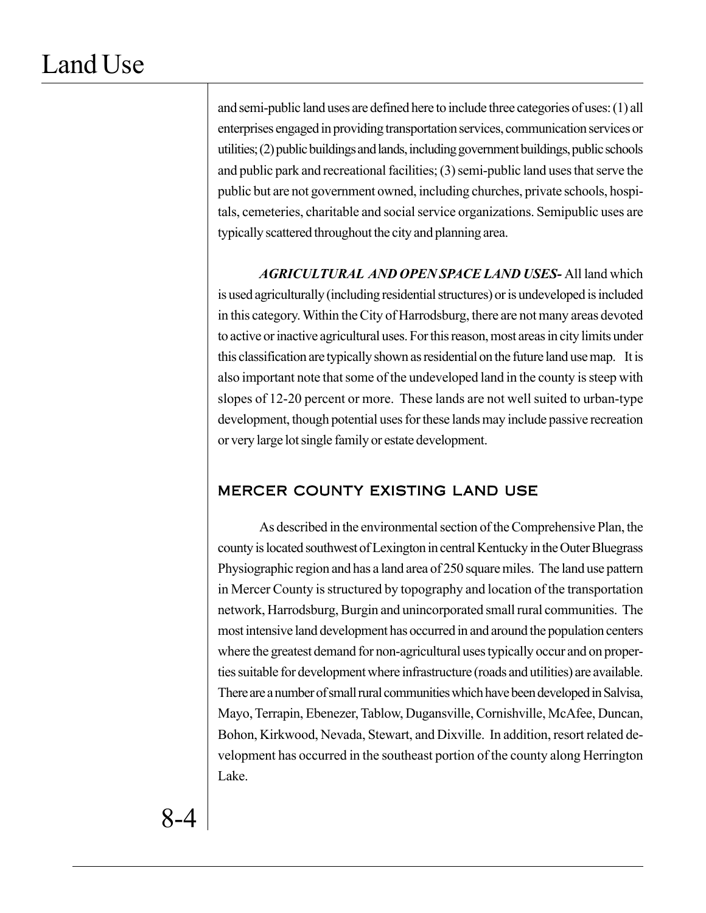and semi-public land uses are defined here to include three categories of uses: (1) all enterprises engaged in providing transportation services, communication services or utilities; (2) public buildings and lands, including government buildings, public schools and public park and recreational facilities; (3) semi-public land uses that serve the public but are not government owned, including churches, private schools, hospitals, cemeteries, charitable and social service organizations. Semipublic uses are typically scattered throughout the city and planning area.

***AGRICULTURAL AND OPEN SPACE LAND USES-*** All land which is used agriculturally (including residential structures) or is undeveloped is included in this category. Within the City of Harrodsburg, there are not many areas devoted to active or inactive agricultural uses. For this reason, most areas in city limits under this classification are typically shown as residential on the future land use map. It is also important note that some of the undeveloped land in the county is steep with slopes of 12-20 percent or more. These lands are not well suited to urban-type development, though potential uses for these lands may include passive recreation or very large lot single family or estate development.

## MERCER COUNTY EXISTING LAND USE

As described in the environmental section of the Comprehensive Plan, the county is located southwest of Lexington in central Kentucky in the Outer Bluegrass Physiographic region and has a land area of 250 square miles. The land use pattern in Mercer County is structured by topography and location of the transportation network, Harrodsburg, Burgin and unincorporated small rural communities. The most intensive land development has occurred in and around the population centers where the greatest demand for non-agricultural uses typically occur and on properties suitable for development where infrastructure (roads and utilities) are available. There are a number of small rural communities which have been developed in Salvisa, Mayo, Terrapin, Ebenezer, Tablow, Dugansville, Cornishville, McAfee, Duncan, Bohon, Kirkwood, Nevada, Stewart, and Dixville. In addition, resort related development has occurred in the southeast portion of the county along Herrington Lake.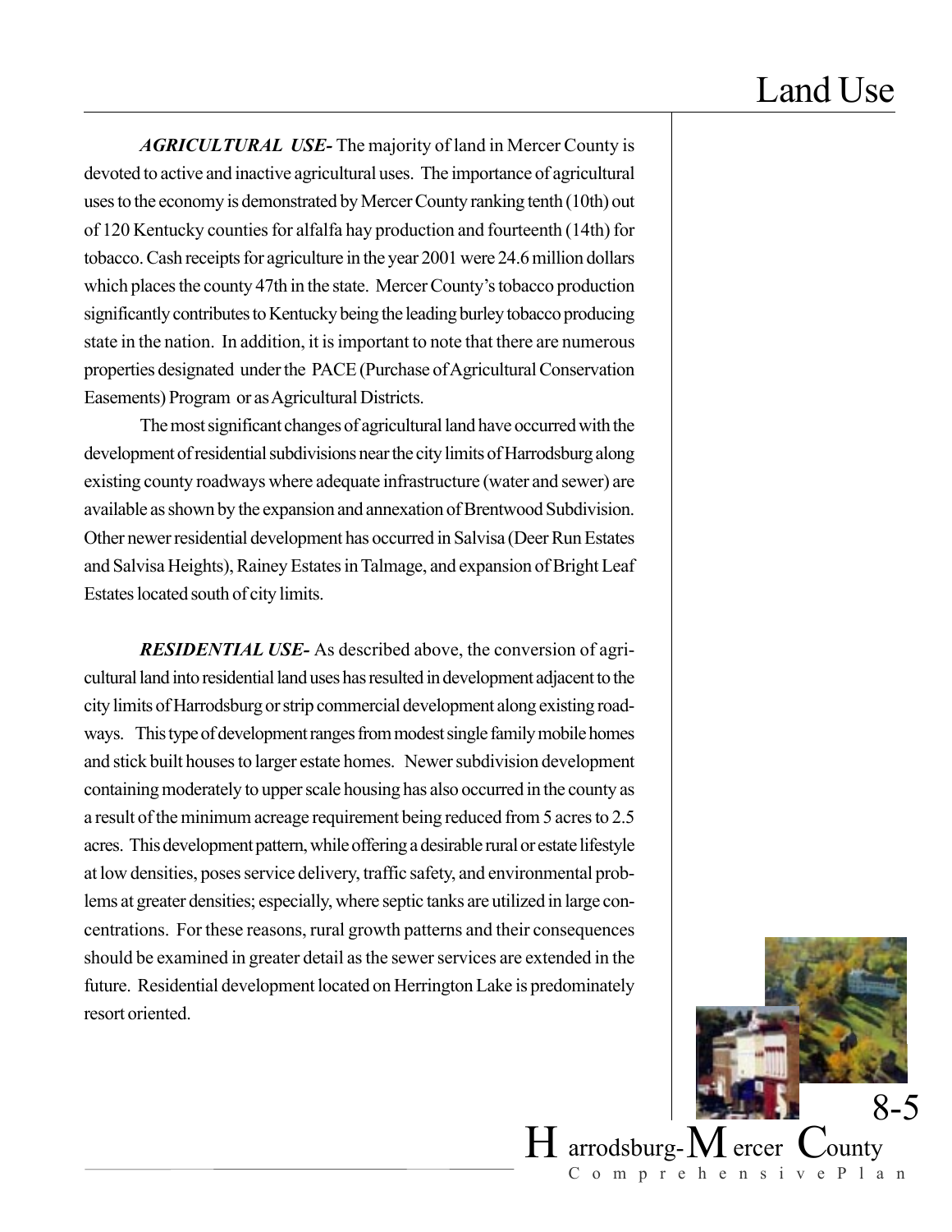***AGRICULTURAL USE-*** The majority of land in Mercer County is devoted to active and inactive agricultural uses. The importance of agricultural uses to the economy is demonstrated by Mercer County ranking tenth (10th) out of 120 Kentucky counties for alfalfa hay production and fourteenth (14th) for tobacco. Cash receipts for agriculture in the year 2001 were 24.6 million dollars which places the county 47th in the state. Mercer County's tobacco production significantly contributes to Kentucky being the leading burley tobacco producing state in the nation. In addition, it is important to note that there are numerous properties designated under the PACE (Purchase of Agricultural Conservation Easements) Program or as Agricultural Districts.

The most significant changes of agricultural land have occurred with the development of residential subdivisions near the city limits of Harrodsburg along existing county roadways where adequate infrastructure (water and sewer) are available as shown by the expansion and annexation of Brentwood Subdivision. Other newer residential development has occurred in Salvisa (Deer Run Estates and Salvisa Heights), Rainey Estates in Talmage, and expansion of Bright Leaf Estates located south of city limits.

***RESIDENTIAL USE-*** As described above, the conversion of agricultural land into residential land uses has resulted in development adjacent to the city limits of Harrodsburg or strip commercial development along existing roadways. This type of development ranges from modest single family mobile homes and stick built houses to larger estate homes. Newer subdivision development containing moderately to upper scale housing has also occurred in the county as a result of the minimum acreage requirement being reduced from 5 acres to 2.5 acres. This development pattern, while offering a desirable rural or estate lifestyle at low densities, poses service delivery, traffic safety, and environmental problems at greater densities; especially, where septic tanks are utilized in large concentrations. For these reasons, rural growth patterns and their consequences should be examined in greater detail as the sewer services are extended in the future. Residential development located on Herrington Lake is predominately resort oriented.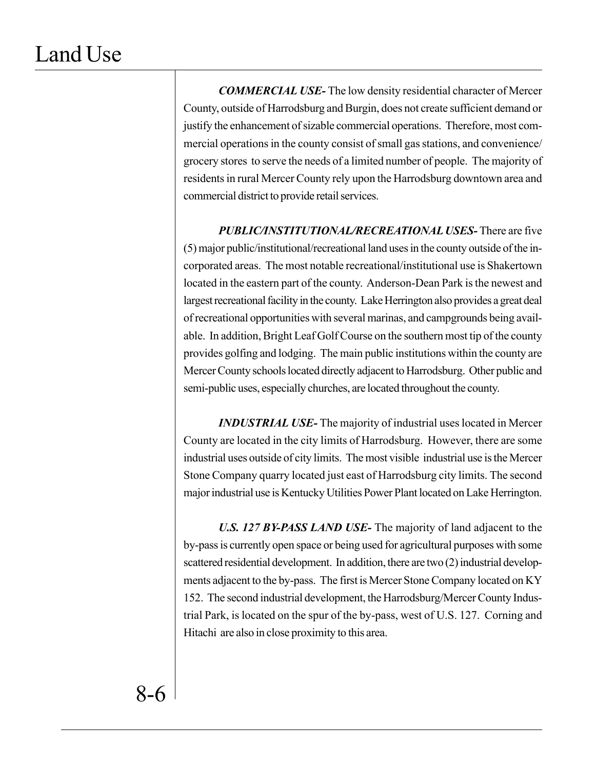***COMMERCIAL USE-*** The low density residential character of Mercer County, outside of Harrodsburg and Burgin, does not create sufficient demand or justify the enhancement of sizable commercial operations. Therefore, most commercial operations in the county consist of small gas stations, and convenience/ grocery stores to serve the needs of a limited number of people. The majority of residents in rural Mercer County rely upon the Harrodsburg downtown area and commercial district to provide retail services.

***PUBLIC/INSTITUTIONAL/RECREATIONAL USES-*** There are five (5) major public/institutional/recreational land uses in the county outside of the incorporated areas. The most notable recreational/institutional use is Shakertown located in the eastern part of the county. Anderson-Dean Park is the newest and largest recreational facility in the county. Lake Herrington also provides a great deal of recreational opportunities with several marinas, and campgrounds being available. In addition, Bright Leaf Golf Course on the southern most tip of the county provides golfing and lodging. The main public institutions within the county are Mercer County schools located directly adjacent to Harrodsburg. Other public and semi-public uses, especially churches, are located throughout the county.

***INDUSTRIAL USE-*** The majority of industrial uses located in Mercer County are located in the city limits of Harrodsburg. However, there are some industrial uses outside of city limits. The most visible industrial use is the Mercer Stone Company quarry located just east of Harrodsburg city limits. The second major industrial use is Kentucky Utilities Power Plant located on Lake Herrington.

***U.S. 127 BY-PASS LAND USE-*** The majority of land adjacent to the by-pass is currently open space or being used for agricultural purposes with some scattered residential development. In addition, there are two (2) industrial developments adjacent to the by-pass. The first is Mercer Stone Company located on KY 152. The second industrial development, the Harrodsburg/Mercer County Industrial Park, is located on the spur of the by-pass, west of U.S. 127. Corning and Hitachi are also in close proximity to this area.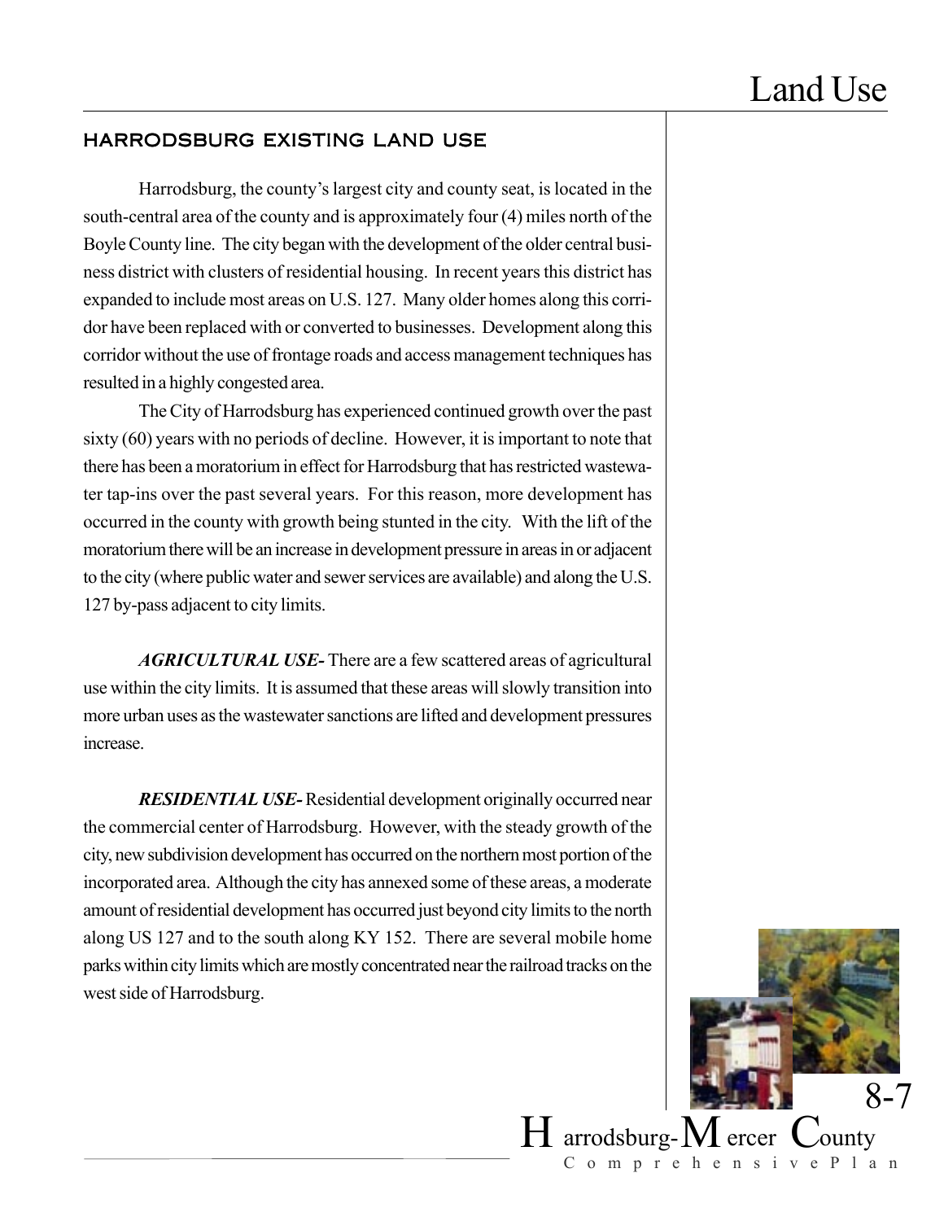## HARRODSBURG EXISTING LAND USE

Harrodsburg, the county's largest city and county seat, is located in the south-central area of the county and is approximately four (4) miles north of the Boyle County line. The city began with the development of the older central business district with clusters of residential housing. In recent years this district has expanded to include most areas on U.S. 127. Many older homes along this corridor have been replaced with or converted to businesses. Development along this corridor without the use of frontage roads and access management techniques has resulted in a highly congested area.

The City of Harrodsburg has experienced continued growth over the past sixty (60) years with no periods of decline. However, it is important to note that there has been a moratorium in effect for Harrodsburg that has restricted wastewater tap-ins over the past several years. For this reason, more development has occurred in the county with growth being stunted in the city. With the lift of the moratorium there will be an increase in development pressure in areas in or adjacent to the city (where public water and sewer services are available) and along the U.S. 127 by-pass adjacent to city limits.

***AGRICULTURAL USE-*** There are a few scattered areas of agricultural use within the city limits. It is assumed that these areas will slowly transition into more urban uses as the wastewater sanctions are lifted and development pressures increase.

***RESIDENTIAL USE-*** Residential development originally occurred near the commercial center of Harrodsburg. However, with the steady growth of the city, new subdivision development has occurred on the northern most portion of the incorporated area. Although the city has annexed some of these areas, a moderate amount of residential development has occurred just beyond city limits to the north along US 127 and to the south along KY 152. There are several mobile home parks within city limits which are mostly concentrated near the railroad tracks on the west side of Harrodsburg.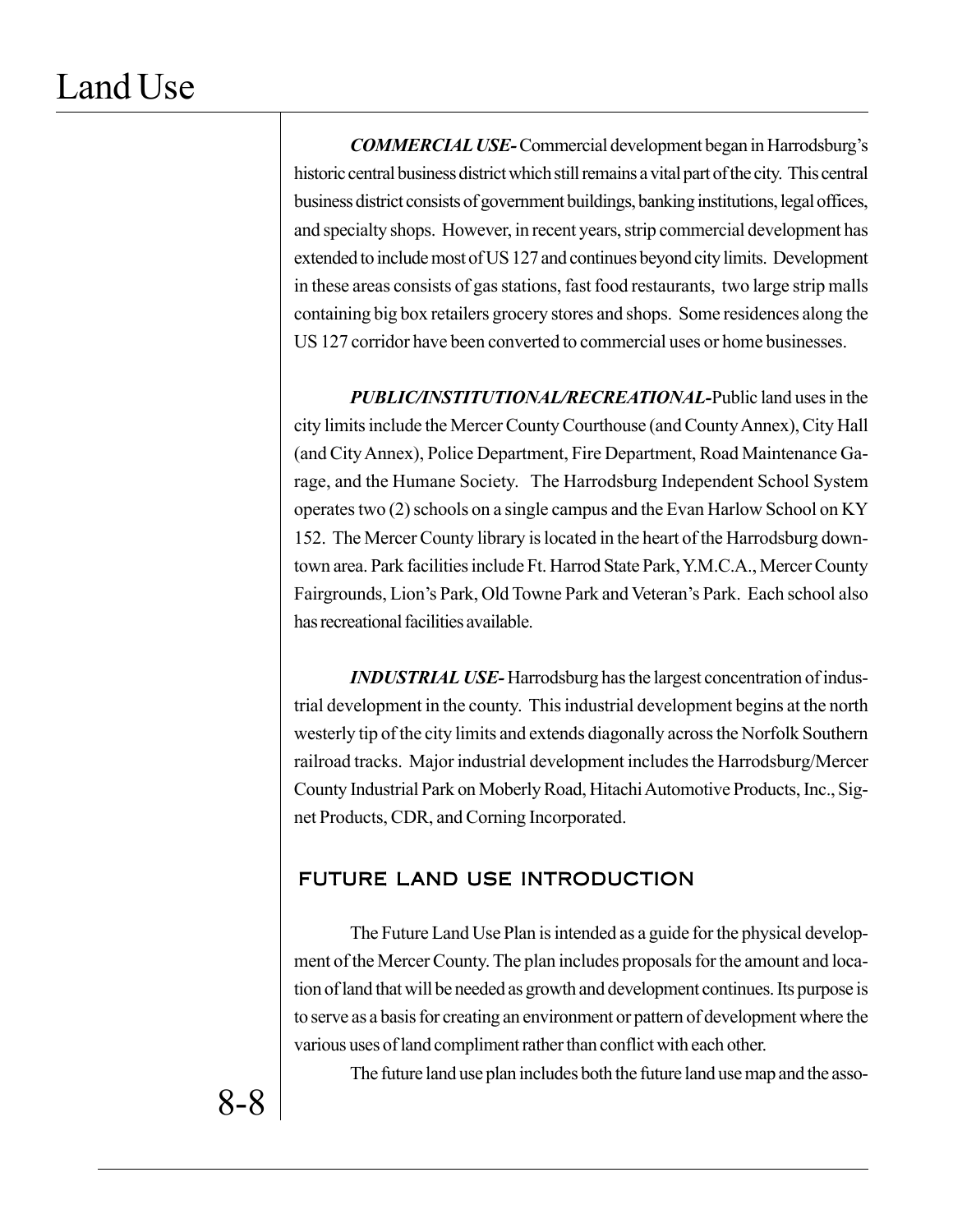***COMMERCIAL USE-*** Commercial development began in Harrodsburg's historic central business district which still remains a vital part of the city. This central business district consists of government buildings, banking institutions, legal offices, and specialty shops. However, in recent years, strip commercial development has extended to include most of US 127 and continues beyond city limits. Development in these areas consists of gas stations, fast food restaurants, two large strip malls containing big box retailers grocery stores and shops. Some residences along the US 127 corridor have been converted to commercial uses or home businesses.

***PUBLIC/INSTITUTIONAL/RECREATIONAL-*** Public land uses in the city limits include the Mercer County Courthouse (and County Annex), City Hall (and City Annex), Police Department, Fire Department, Road Maintenance Garage, and the Humane Society. The Harrodsburg Independent School System operates two (2) schools on a single campus and the Evan Harlow School on KY 152. The Mercer County library is located in the heart of the Harrodsburg downtown area. Park facilities include Ft. Harrod State Park, Y.M.C.A., Mercer County Fairgrounds, Lion's Park, Old Towne Park and Veteran's Park. Each school also has recreational facilities available.

***INDUSTRIAL USE-*** Harrodsburg has the largest concentration of industrial development in the county. This industrial development begins at the north westerly tip of the city limits and extends diagonally across the Norfolk Southern railroad tracks. Major industrial development includes the Harrodsburg/Mercer County Industrial Park on Moberly Road, Hitachi Automotive Products, Inc., Signet Products, CDR, and Corning Incorporated.

## FUTURE LAND USE INTRODUCTION

The Future Land Use Plan is intended as a guide for the physical development of the Mercer County. The plan includes proposals for the amount and location of land that will be needed as growth and development continues. Its purpose is to serve as a basis for creating an environment or pattern of development where the various uses of land compliment rather than conflict with each other.

The future land use plan includes both the future land use map and the asso-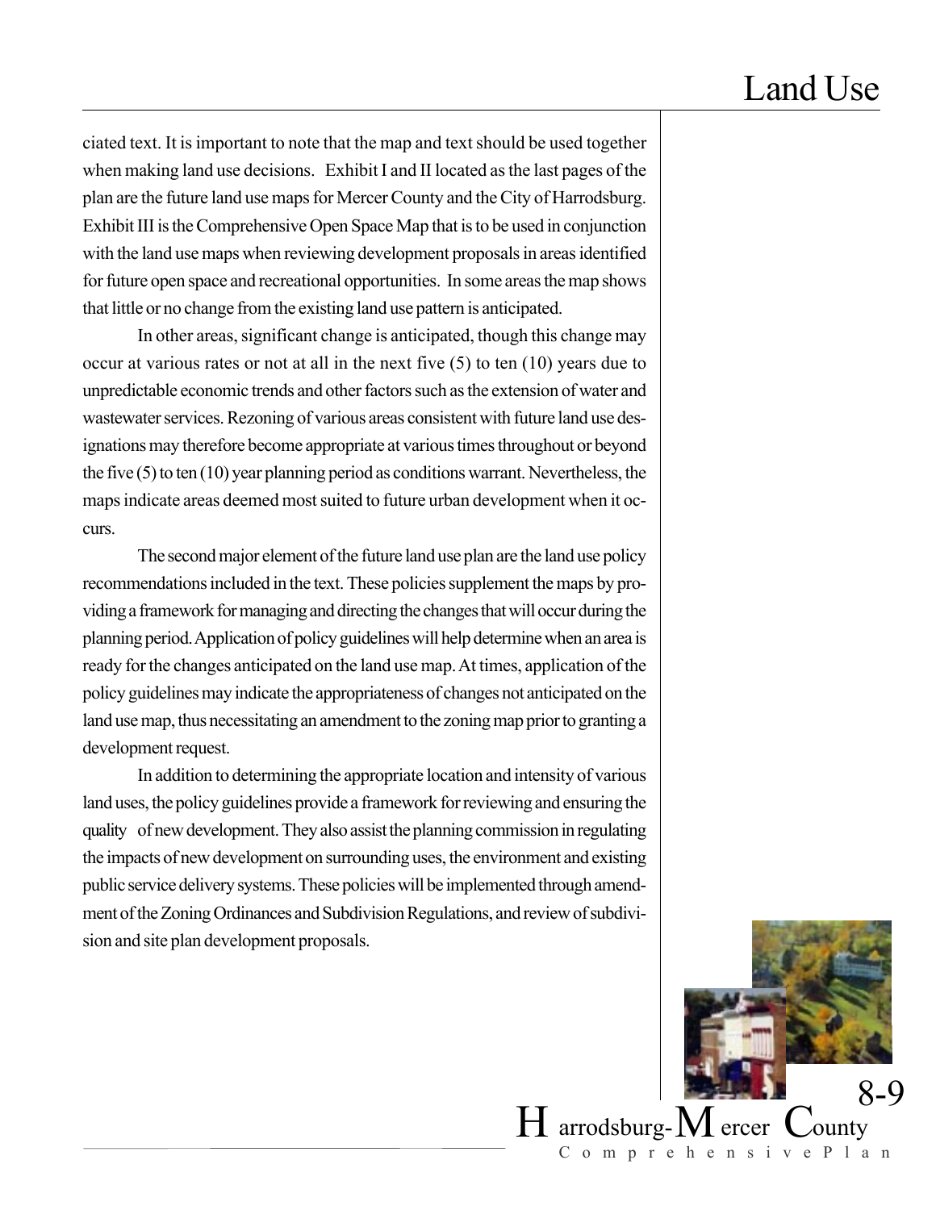ciated text. It is important to note that the map and text should be used together when making land use decisions. Exhibit I and II located as the last pages of the plan are the future land use maps for Mercer County and the City of Harrodsburg. Exhibit III is the Comprehensive Open Space Map that is to be used in conjunction with the land use maps when reviewing development proposals in areas identified for future open space and recreational opportunities. In some areas the map shows that little or no change from the existing land use pattern is anticipated.

In other areas, significant change is anticipated, though this change may occur at various rates or not at all in the next five (5) to ten (10) years due to unpredictable economic trends and other factors such as the extension of water and wastewater services. Rezoning of various areas consistent with future land use designations may therefore become appropriate at various times throughout or beyond the five (5) to ten (10) year planning period as conditions warrant. Nevertheless, the maps indicate areas deemed most suited to future urban development when it occurs.

The second major element of the future land use plan are the land use policy recommendations included in the text. These policies supplement the maps by providing a framework for managing and directing the changes that will occur during the planning period. Application of policy guidelines will help determine when an area is ready for the changes anticipated on the land use map. At times, application of the policy guidelines may indicate the appropriateness of changes not anticipated on the land use map, thus necessitating an amendment to the zoning map prior to granting a development request.

In addition to determining the appropriate location and intensity of various land uses, the policy guidelines provide a framework for reviewing and ensuring the quality of new development. They also assist the planning commission in regulating the impacts of new development on surrounding uses, the environment and existing public service delivery systems. These policies will be implemented through amendment of the Zoning Ordinances and Subdivision Regulations, and review of subdivision and site plan development proposals.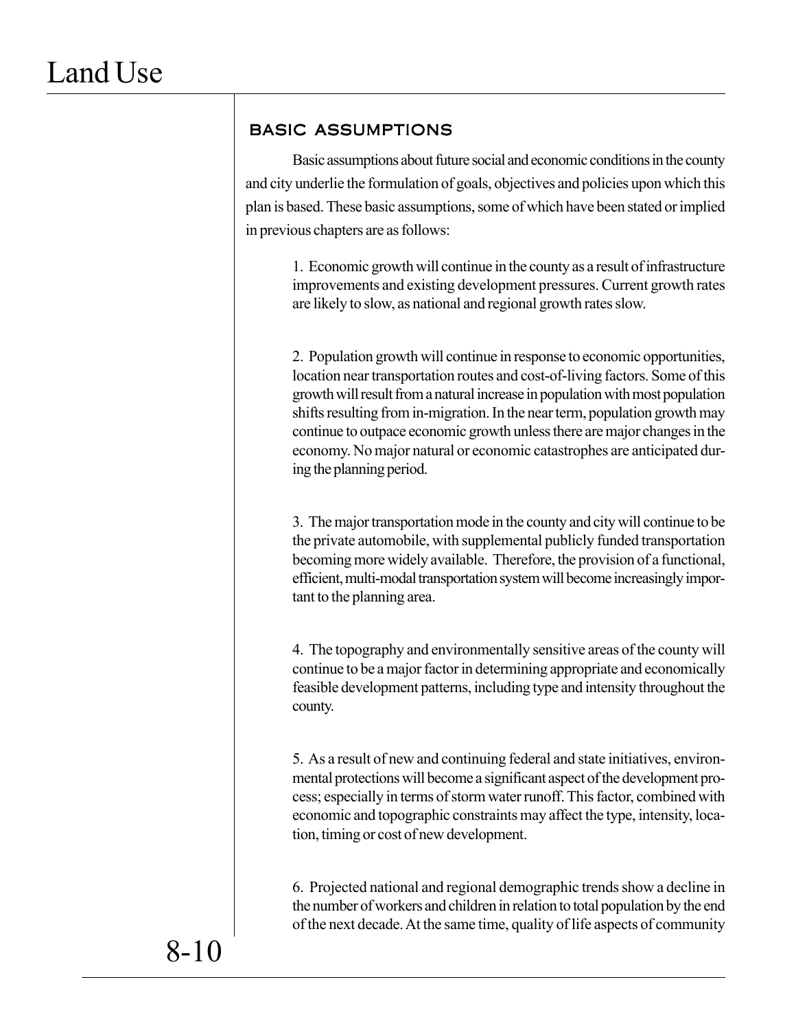## BASIC ASSUMPTIONS

Basic assumptions about future social and economic conditions in the county and city underlie the formulation of goals, objectives and policies upon which this plan is based. These basic assumptions, some of which have been stated or implied in previous chapters are as follows:

1. Economic growth will continue in the county as a result of infrastructure improvements and existing development pressures. Current growth rates are likely to slow, as national and regional growth rates slow.

2. Population growth will continue in response to economic opportunities, location near transportation routes and cost-of-living factors. Some of this growth will result from a natural increase in population with most population shifts resulting from in-migration. In the near term, population growth may continue to outpace economic growth unless there are major changes in the economy. No major natural or economic catastrophes are anticipated during the planning period.

3. The major transportation mode in the county and city will continue to be the private automobile, with supplemental publicly funded transportation becoming more widely available. Therefore, the provision of a functional, efficient, multi-modal transportation system will become increasingly important to the planning area.

4. The topography and environmentally sensitive areas of the county will continue to be a major factor in determining appropriate and economically feasible development patterns, including type and intensity throughout the county.

5. As a result of new and continuing federal and state initiatives, environmental protections will become a significant aspect of the development process; especially in terms of storm water runoff. This factor, combined with economic and topographic constraints may affect the type, intensity, location, timing or cost of new development.

6. Projected national and regional demographic trends show a decline in the number of workers and children in relation to total population by the end of the next decade. At the same time, quality of life aspects of community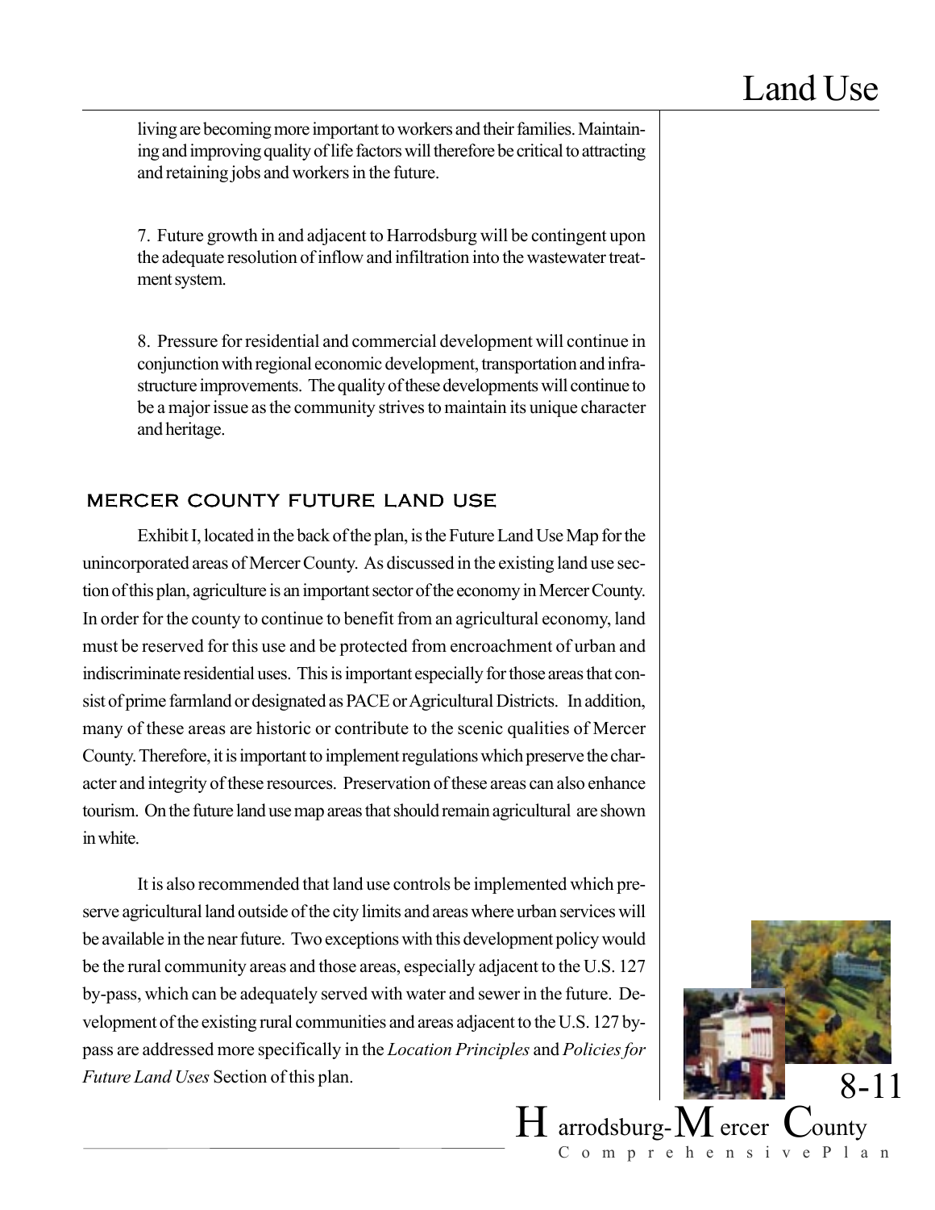living are becoming more important to workers and their families. Maintaining and improving quality of life factors will therefore be critical to attracting and retaining jobs and workers in the future.

7. Future growth in and adjacent to Harrodsburg will be contingent upon the adequate resolution of inflow and infiltration into the wastewater treatment system.

8. Pressure for residential and commercial development will continue in conjunction with regional economic development, transportation and infrastructure improvements. The quality of these developments will continue to be a major issue as the community strives to maintain its unique character and heritage.

## MERCER COUNTY FUTURE LAND USE

Exhibit I, located in the back of the plan, is the Future Land Use Map for the unincorporated areas of Mercer County. As discussed in the existing land use section of this plan, agriculture is an important sector of the economy in Mercer County. In order for the county to continue to benefit from an agricultural economy, land must be reserved for this use and be protected from encroachment of urban and indiscriminate residential uses. This is important especially for those areas that consist of prime farmland or designated as PACE or Agricultural Districts. In addition, many of these areas are historic or contribute to the scenic qualities of Mercer County. Therefore, it is important to implement regulations which preserve the character and integrity of these resources. Preservation of these areas can also enhance tourism. On the future land use map areas that should remain agricultural are shown in white.

It is also recommended that land use controls be implemented which preserve agricultural land outside of the city limits and areas where urban services will be available in the near future. Two exceptions with this development policy would be the rural community areas and those areas, especially adjacent to the U.S. 127 by-pass, which can be adequately served with water and sewer in the future. Development of the existing rural communities and areas adjacent to the U.S. 127 by-pass are addressed more specifically in the *Location Principles* and *Policies for Future Land Uses* Section of this plan.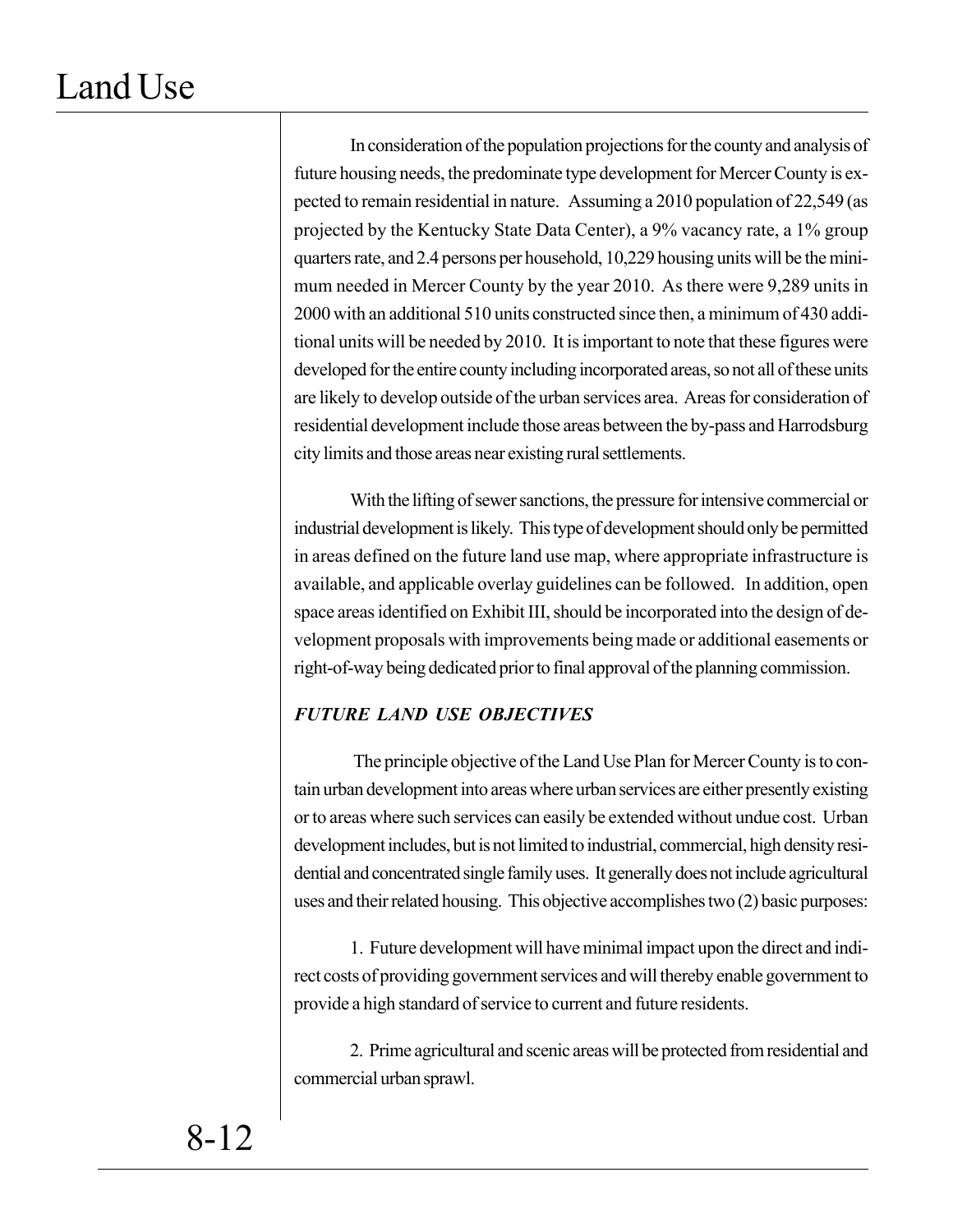In consideration of the population projections for the county and analysis of future housing needs, the predominate type development for Mercer County is expected to remain residential in nature. Assuming a 2010 population of 22,549 (as projected by the Kentucky State Data Center), a 9% vacancy rate, a 1% group quarters rate, and 2.4 persons per household, 10,229 housing units will be the minimum needed in Mercer County by the year 2010. As there were 9,289 units in 2000 with an additional 510 units constructed since then, a minimum of 430 additional units will be needed by 2010. It is important to note that these figures were developed for the entire county including incorporated areas, so not all of these units are likely to develop outside of the urban services area. Areas for consideration of residential development include those areas between the by-pass and Harrodsburg city limits and those areas near existing rural settlements.

With the lifting of sewer sanctions, the pressure for intensive commercial or industrial development is likely. This type of development should only be permitted in areas defined on the future land use map, where appropriate infrastructure is available, and applicable overlay guidelines can be followed. In addition, open space areas identified on Exhibit III, should be incorporated into the design of development proposals with improvements being made or additional easements or right-of-way being dedicated prior to final approval of the planning commission.

### *FUTURE LAND USE OBJECTIVES*

The principle objective of the Land Use Plan for Mercer County is to contain urban development into areas where urban services are either presently existing or to areas where such services can easily be extended without undue cost. Urban development includes, but is not limited to industrial, commercial, high density residential and concentrated single family uses. It generally does not include agricultural uses and their related housing. This objective accomplishes two (2) basic purposes:

1. Future development will have minimal impact upon the direct and indirect costs of providing government services and will thereby enable government to provide a high standard of service to current and future residents.

2. Prime agricultural and scenic areas will be protected from residential and commercial urban sprawl.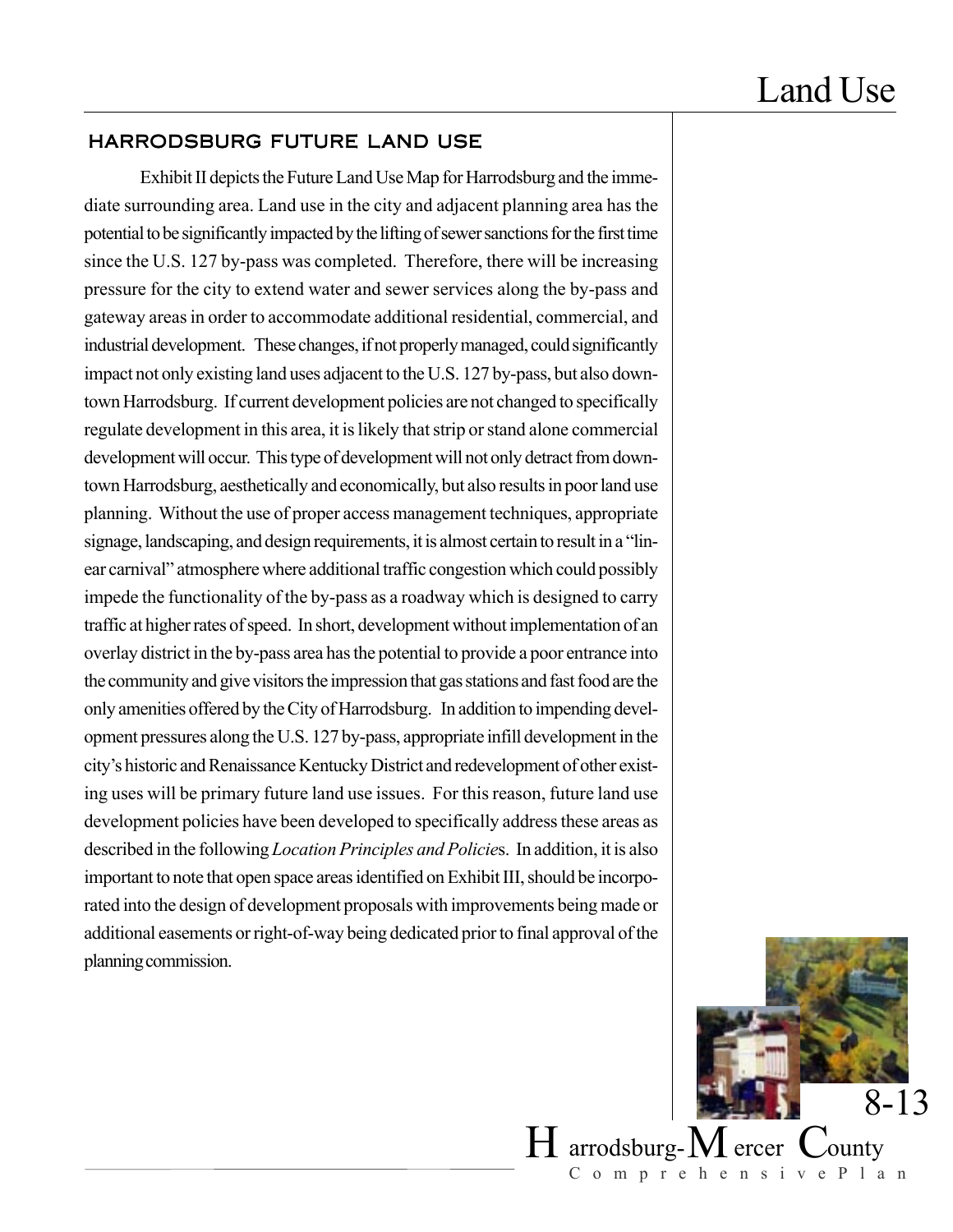## HARRODSBURG FUTURE LAND USE

Exhibit II depicts the Future Land Use Map for Harrodsburg and the immediate surrounding area. Land use in the city and adjacent planning area has the potential to be significantly impacted by the lifting of sewer sanctions for the first time since the U.S. 127 by-pass was completed. Therefore, there will be increasing pressure for the city to extend water and sewer services along the by-pass and gateway areas in order to accommodate additional residential, commercial, and industrial development. These changes, if not properly managed, could significantly impact not only existing land uses adjacent to the U.S. 127 by-pass, but also downtown Harrodsburg. If current development policies are not changed to specifically regulate development in this area, it is likely that strip or stand alone commercial development will occur. This type of development will not only detract from downtown Harrodsburg, aesthetically and economically, but also results in poor land use planning. Without the use of proper access management techniques, appropriate signage, landscaping, and design requirements, it is almost certain to result in a "linear carnival" atmosphere where additional traffic congestion which could possibly impede the functionality of the by-pass as a roadway which is designed to carry traffic at higher rates of speed. In short, development without implementation of an overlay district in the by-pass area has the potential to provide a poor entrance into the community and give visitors the impression that gas stations and fast food are the only amenities offered by the City of Harrodsburg. In addition to impending development pressures along the U.S. 127 by-pass, appropriate infill development in the city's historic and Renaissance Kentucky District and redevelopment of other existing uses will be primary future land use issues. For this reason, future land use development policies have been developed to specifically address these areas as described in the following *Location Principles and Policie*s. In addition, it is also important to note that open space areas identified on Exhibit III, should be incorporated into the design of development proposals with improvements being made or additional easements or right-of-way being dedicated prior to final approval of the planning commission.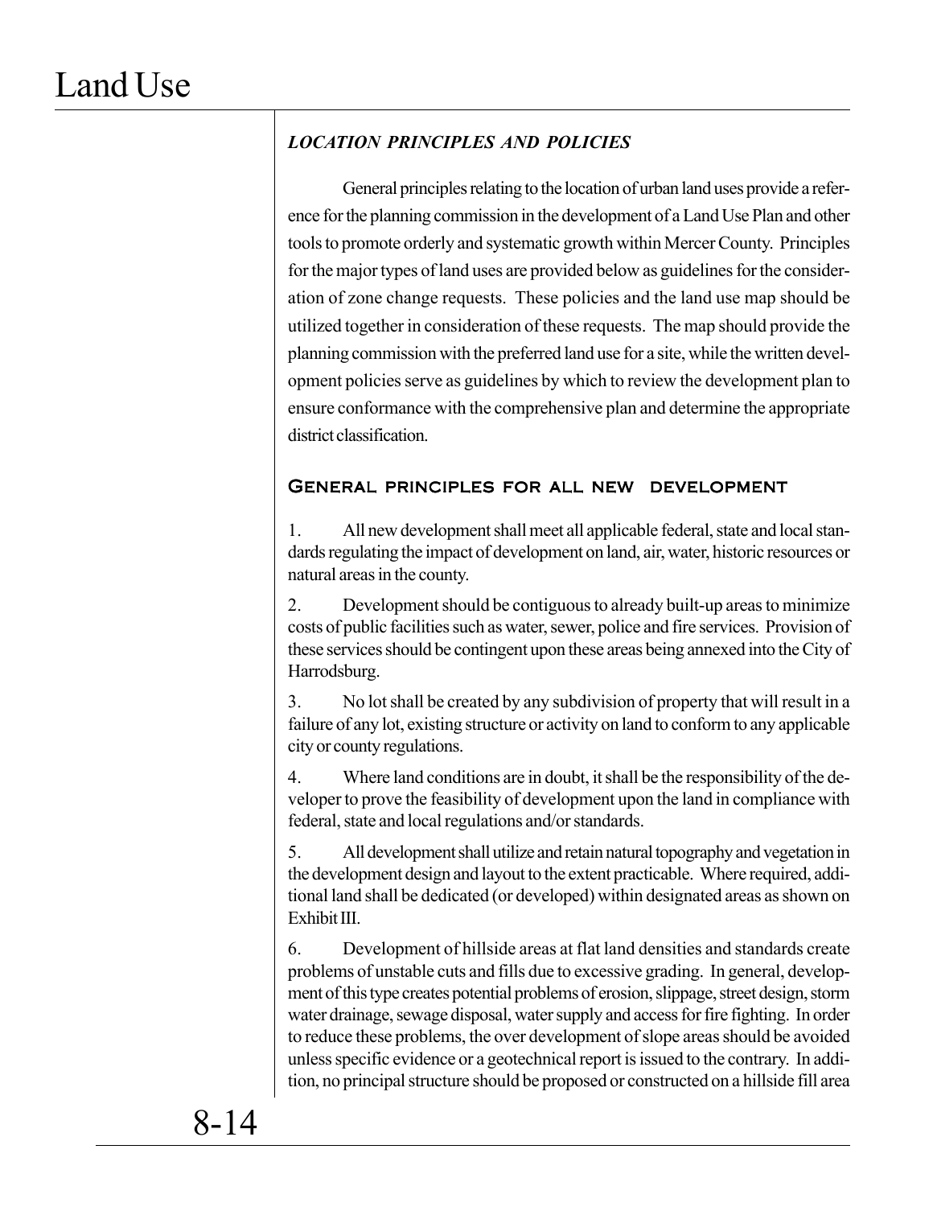### *LOCATION PRINCIPLES AND POLICIES*

General principles relating to the location of urban land uses provide a reference for the planning commission in the development of a Land Use Plan and other tools to promote orderly and systematic growth within Mercer County. Principles for the major types of land uses are provided below as guidelines for the consideration of zone change requests. These policies and the land use map should be utilized together in consideration of these requests. The map should provide the planning commission with the preferred land use for a site, while the written development policies serve as guidelines by which to review the development plan to ensure conformance with the comprehensive plan and determine the appropriate district classification.

#### General principles for all new development

1. All new development shall meet all applicable federal, state and local standards regulating the impact of development on land, air, water, historic resources or natural areas in the county.

2. Development should be contiguous to already built-up areas to minimize costs of public facilities such as water, sewer, police and fire services. Provision of these services should be contingent upon these areas being annexed into the City of Harrodsburg.

3. No lot shall be created by any subdivision of property that will result in a failure of any lot, existing structure or activity on land to conform to any applicable city or county regulations.

4. Where land conditions are in doubt, it shall be the responsibility of the developer to prove the feasibility of development upon the land in compliance with federal, state and local regulations and/or standards.

5. All development shall utilize and retain natural topography and vegetation in the development design and layout to the extent practicable. Where required, additional land shall be dedicated (or developed) within designated areas as shown on Exhibit III.

6. Development of hillside areas at flat land densities and standards create problems of unstable cuts and fills due to excessive grading. In general, development of this type creates potential problems of erosion, slippage, street design, storm water drainage, sewage disposal, water supply and access for fire fighting. In order to reduce these problems, the over development of slope areas should be avoided unless specific evidence or a geotechnical report is issued to the contrary. In addition, no principal structure should be proposed or constructed on a hillside fill area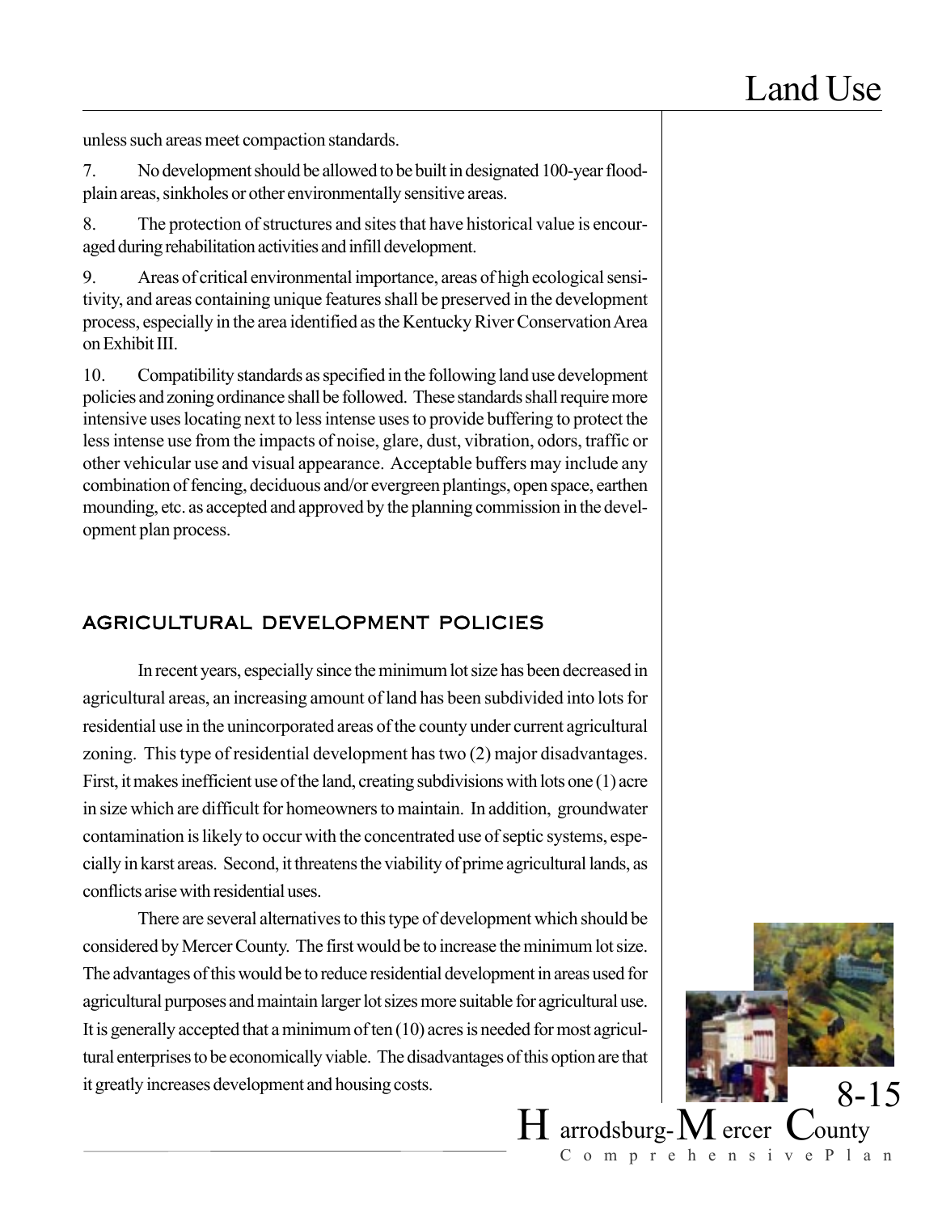unless such areas meet compaction standards.

7. No development should be allowed to be built in designated 100-year floodplain areas, sinkholes or other environmentally sensitive areas.

8. The protection of structures and sites that have historical value is encouraged during rehabilitation activities and infill development.

9. Areas of critical environmental importance, areas of high ecological sensitivity, and areas containing unique features shall be preserved in the development process, especially in the area identified as the Kentucky River Conservation Area on Exhibit III.

10. Compatibility standards as specified in the following land use development policies and zoning ordinance shall be followed. These standards shall require more intensive uses locating next to less intense uses to provide buffering to protect the less intense use from the impacts of noise, glare, dust, vibration, odors, traffic or other vehicular use and visual appearance. Acceptable buffers may include any combination of fencing, deciduous and/or evergreen plantings, open space, earthen mounding, etc. as accepted and approved by the planning commission in the development plan process.

## AGRICULTURAL DEVELOPMENT POLICIES

In recent years, especially since the minimum lot size has been decreased in agricultural areas, an increasing amount of land has been subdivided into lots for residential use in the unincorporated areas of the county under current agricultural zoning. This type of residential development has two (2) major disadvantages. First, it makes inefficient use of the land, creating subdivisions with lots one (1) acre in size which are difficult for homeowners to maintain. In addition, groundwater contamination is likely to occur with the concentrated use of septic systems, especially in karst areas. Second, it threatens the viability of prime agricultural lands, as conflicts arise with residential uses.

There are several alternatives to this type of development which should be considered by Mercer County. The first would be to increase the minimum lot size. The advantages of this would be to reduce residential development in areas used for agricultural purposes and maintain larger lot sizes more suitable for agricultural use. It is generally accepted that a minimum of ten (10) acres is needed for most agricultural enterprises to be economically viable. The disadvantages of this option are that it greatly increases development and housing costs.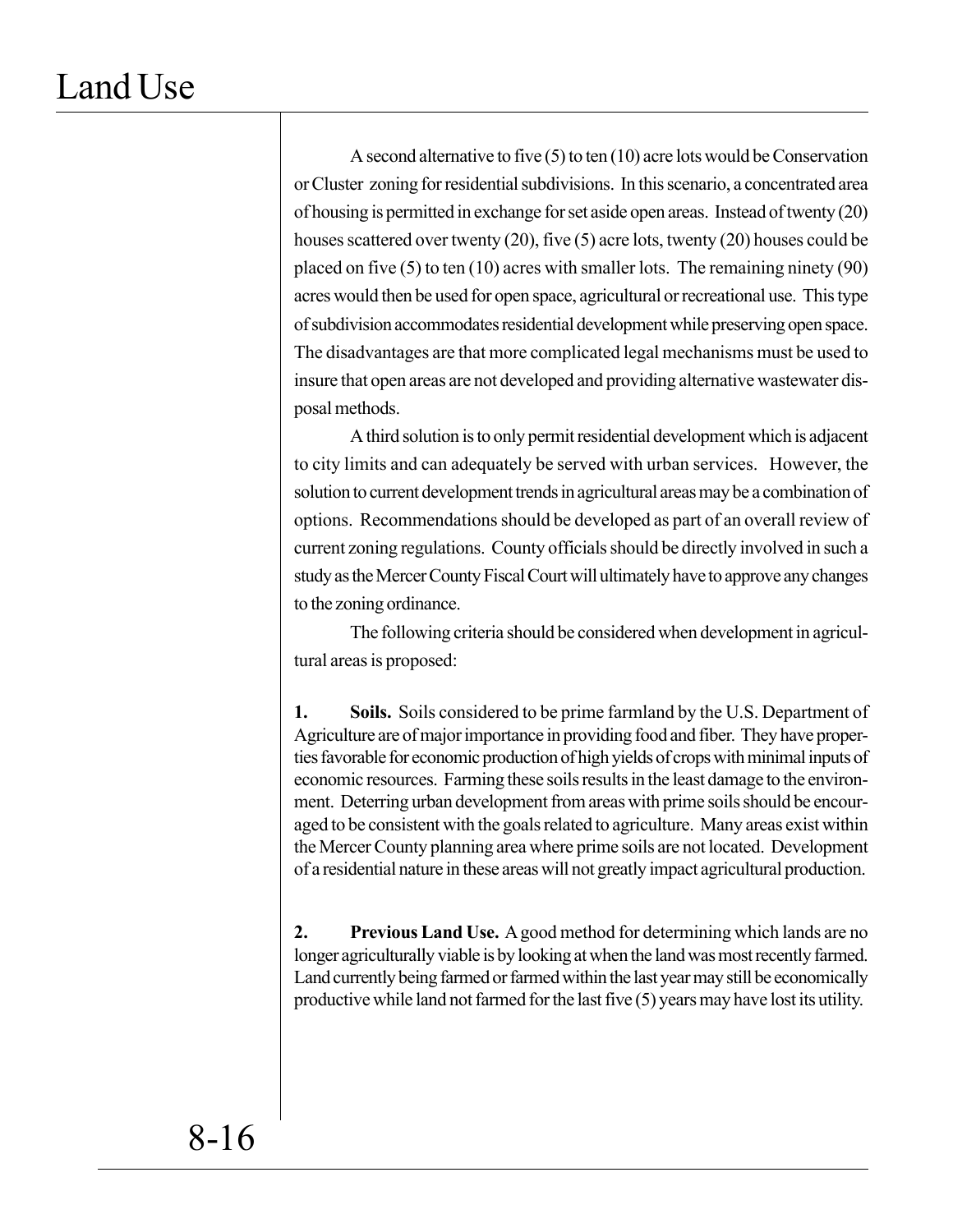A second alternative to five (5) to ten (10) acre lots would be Conservation or Cluster zoning for residential subdivisions. In this scenario, a concentrated area of housing is permitted in exchange for set aside open areas. Instead of twenty (20) houses scattered over twenty (20), five (5) acre lots, twenty (20) houses could be placed on five (5) to ten (10) acres with smaller lots. The remaining ninety (90) acres would then be used for open space, agricultural or recreational use. This type of subdivision accommodates residential development while preserving open space. The disadvantages are that more complicated legal mechanisms must be used to insure that open areas are not developed and providing alternative wastewater disposal methods.

A third solution is to only permit residential development which is adjacent to city limits and can adequately be served with urban services. However, the solution to current development trends in agricultural areas may be a combination of options. Recommendations should be developed as part of an overall review of current zoning regulations. County officials should be directly involved in such a study as the Mercer County Fiscal Court will ultimately have to approve any changes to the zoning ordinance.

The following criteria should be considered when development in agricultural areas is proposed:

**1. Soils.** Soils considered to be prime farmland by the U.S. Department of Agriculture are of major importance in providing food and fiber. They have properties favorable for economic production of high yields of crops with minimal inputs of economic resources. Farming these soils results in the least damage to the environment. Deterring urban development from areas with prime soils should be encouraged to be consistent with the goals related to agriculture. Many areas exist within the Mercer County planning area where prime soils are not located. Development of a residential nature in these areas will not greatly impact agricultural production.

**2. Previous Land Use.** A good method for determining which lands are no longer agriculturally viable is by looking at when the land was most recently farmed. Land currently being farmed or farmed within the last year may still be economically productive while land not farmed for the last five (5) years may have lost its utility.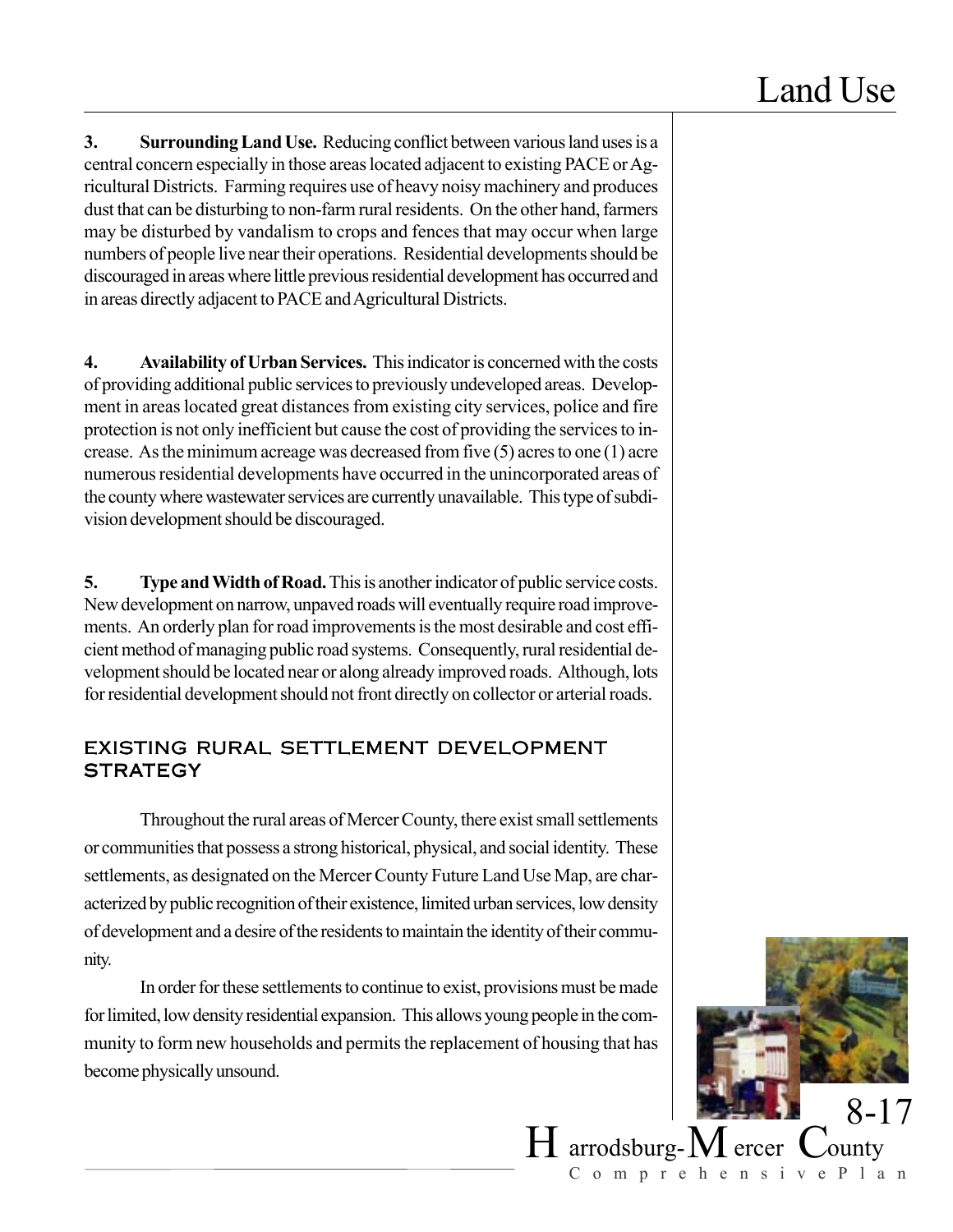**3. Surrounding Land Use.** Reducing conflict between various land uses is a central concern especially in those areas located adjacent to existing PACE or Agricultural Districts. Farming requires use of heavy noisy machinery and produces dust that can be disturbing to non-farm rural residents. On the other hand, farmers may be disturbed by vandalism to crops and fences that may occur when large numbers of people live near their operations. Residential developments should be discouraged in areas where little previous residential development has occurred and in areas directly adjacent to PACE and Agricultural Districts.

**4. Availability of Urban Services.** This indicator is concerned with the costs of providing additional public services to previously undeveloped areas. Development in areas located great distances from existing city services, police and fire protection is not only inefficient but cause the cost of providing the services to increase. As the minimum acreage was decreased from five (5) acres to one (1) acre numerous residential developments have occurred in the unincorporated areas of the county where wastewater services are currently unavailable. This type of subdivision development should be discouraged.

**5. Type and Width of Road.** This is another indicator of public service costs. New development on narrow, unpaved roads will eventually require road improvements. An orderly plan for road improvements is the most desirable and cost efficient method of managing public road systems. Consequently, rural residential development should be located near or along already improved roads. Although, lots for residential development should not front directly on collector or arterial roads.

## EXISTING RURAL SETTLEMENT DEVELOPMENT STRATEGY

Throughout the rural areas of Mercer County, there exist small settlements or communities that possess a strong historical, physical, and social identity. These settlements, as designated on the Mercer County Future Land Use Map, are characterized by public recognition of their existence, limited urban services, low density of development and a desire of the residents to maintain the identity of their community.

In order for these settlements to continue to exist, provisions must be made for limited, low density residential expansion. This allows young people in the community to form new households and permits the replacement of housing that has become physically unsound.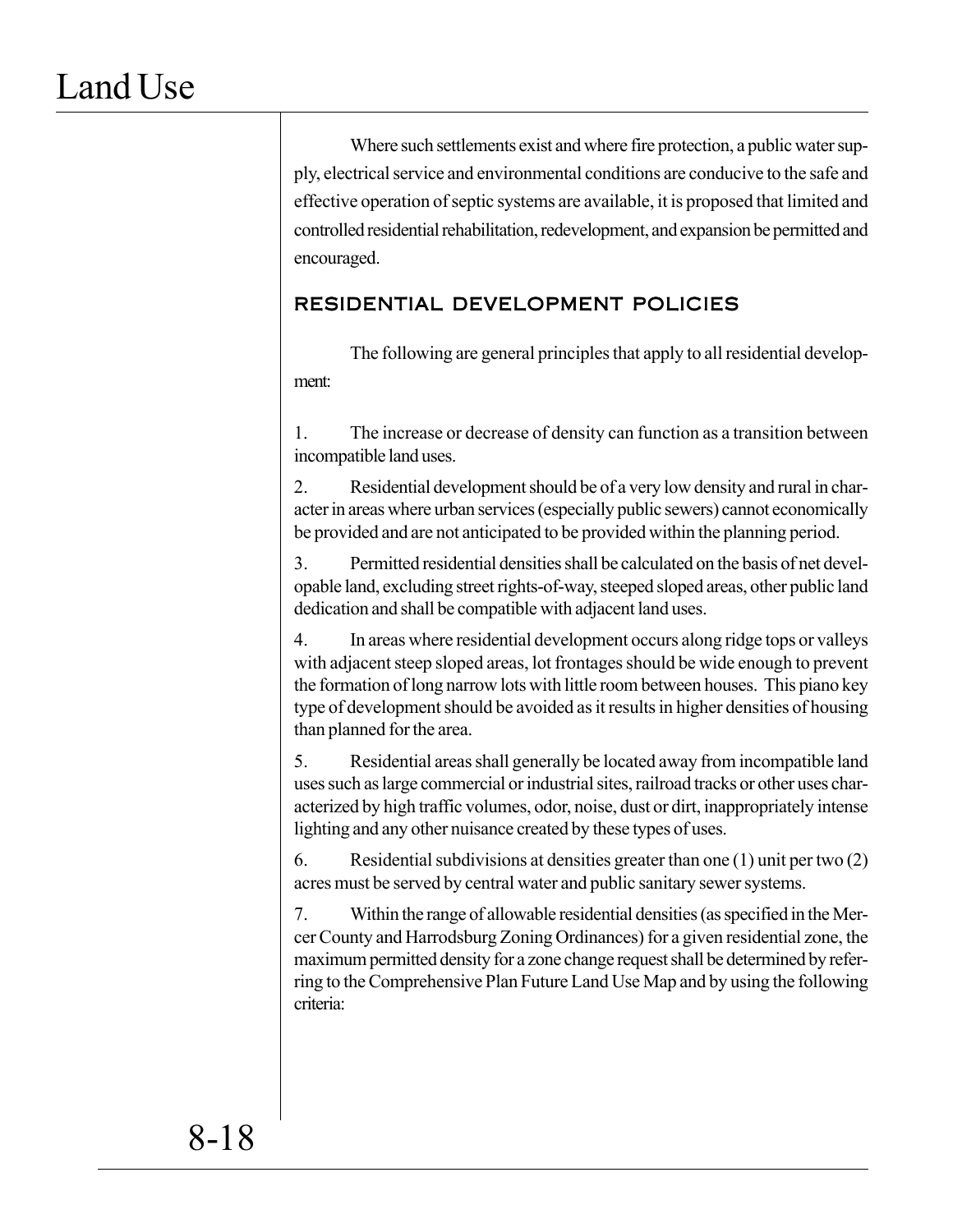Where such settlements exist and where fire protection, a public water supply, electrical service and environmental conditions are conducive to the safe and effective operation of septic systems are available, it is proposed that limited and controlled residential rehabilitation, redevelopment, and expansion be permitted and encouraged.

## RESIDENTIAL DEVELOPMENT POLICIES

The following are general principles that apply to all residential development:

1. The increase or decrease of density can function as a transition between incompatible land uses.

2. Residential development should be of a very low density and rural in character in areas where urban services (especially public sewers) cannot economically be provided and are not anticipated to be provided within the planning period.

3. Permitted residential densities shall be calculated on the basis of net developable land, excluding street rights-of-way, steeped sloped areas, other public land dedication and shall be compatible with adjacent land uses.

4. In areas where residential development occurs along ridge tops or valleys with adjacent steep sloped areas, lot frontages should be wide enough to prevent the formation of long narrow lots with little room between houses. This piano key type of development should be avoided as it results in higher densities of housing than planned for the area.

5. Residential areas shall generally be located away from incompatible land uses such as large commercial or industrial sites, railroad tracks or other uses characterized by high traffic volumes, odor, noise, dust or dirt, inappropriately intense lighting and any other nuisance created by these types of uses.

6. Residential subdivisions at densities greater than one (1) unit per two (2) acres must be served by central water and public sanitary sewer systems.

7. Within the range of allowable residential densities (as specified in the Mercer County and Harrodsburg Zoning Ordinances) for a given residential zone, the maximum permitted density for a zone change request shall be determined by referring to the Comprehensive Plan Future Land Use Map and by using the following criteria: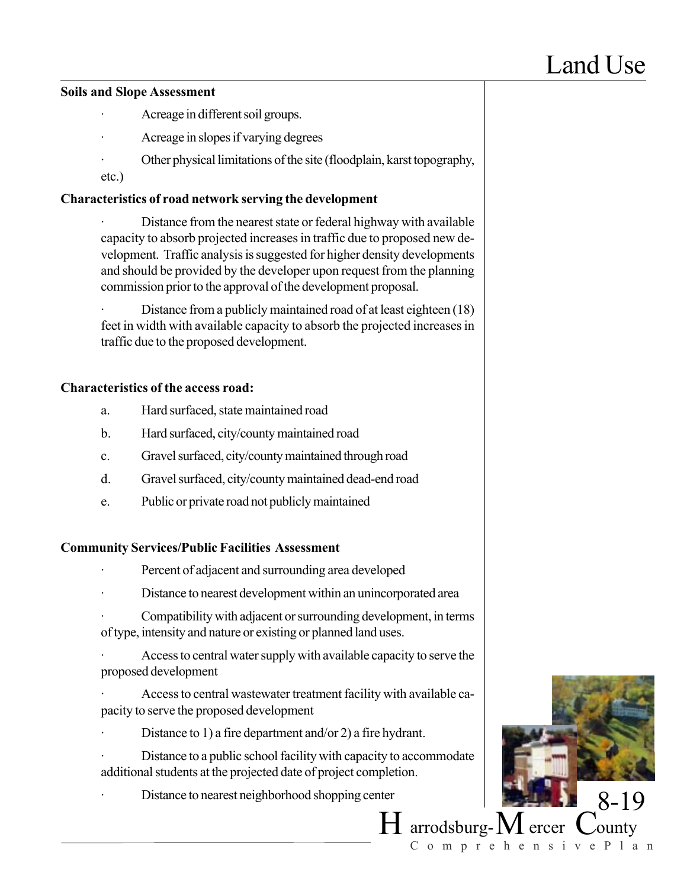**Soils and Slope Assessment**

- Acreage in different soil groups.
- Acreage in slopes if varying degrees
- Other physical limitations of the site (floodplain, karst topography, etc.)

**Characteristics of road network serving the development**

- Distance from the nearest state or federal highway with available capacity to absorb projected increases in traffic due to proposed new development. Traffic analysis is suggested for higher density developments and should be provided by the developer upon request from the planning commission prior to the approval of the development proposal.
- Distance from a publicly maintained road of at least eighteen (18) feet in width with available capacity to absorb the projected increases in traffic due to the proposed development.

**Characteristics of the access road:**

a. Hard surfaced, state maintained road

b. Hard surfaced, city/county maintained road

c. Gravel surfaced, city/county maintained through road

d. Gravel surfaced, city/county maintained dead-end road

e. Public or private road not publicly maintained

**Community Services/Public Facilities Assessment**

- Percent of adjacent and surrounding area developed
- Distance to nearest development within an unincorporated area
- Compatibility with adjacent or surrounding development, in terms of type, intensity and nature or existing or planned land uses.
- Access to central water supply with available capacity to serve the proposed development
- Access to central wastewater treatment facility with available capacity to serve the proposed development
- Distance to 1) a fire department and/or 2) a fire hydrant.
- Distance to a public school facility with capacity to accommodate additional students at the projected date of project completion.
- Distance to nearest neighborhood shopping center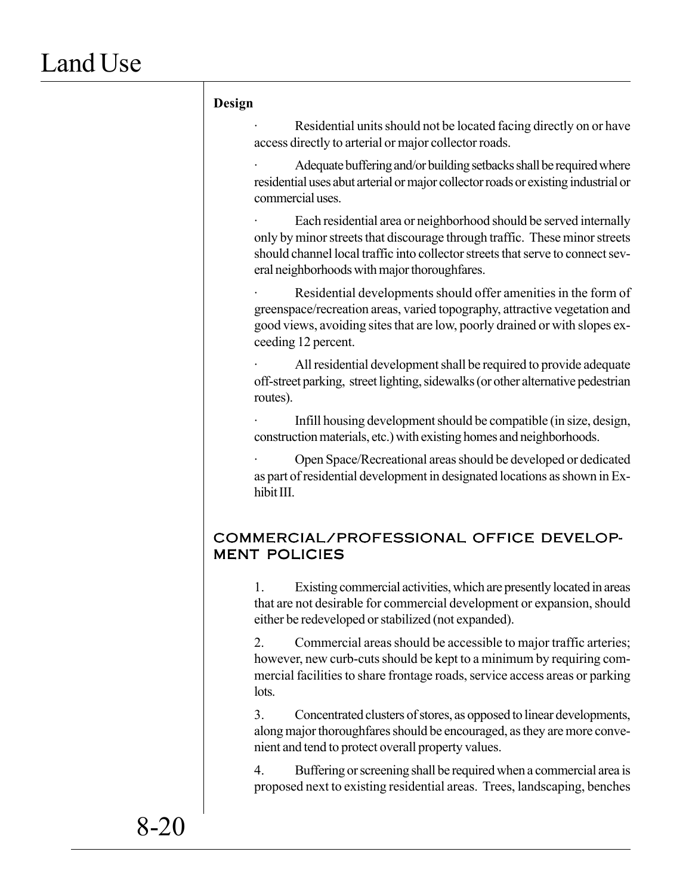**Design**

- Residential units should not be located facing directly on or have access directly to arterial or major collector roads.
- Adequate buffering and/or building setbacks shall be required where residential uses abut arterial or major collector roads or existing industrial or commercial uses.
- Each residential area or neighborhood should be served internally only by minor streets that discourage through traffic. These minor streets should channel local traffic into collector streets that serve to connect several neighborhoods with major thoroughfares.
- Residential developments should offer amenities in the form of greenspace/recreation areas, varied topography, attractive vegetation and good views, avoiding sites that are low, poorly drained or with slopes exceeding 12 percent.
- All residential development shall be required to provide adequate off-street parking, street lighting, sidewalks (or other alternative pedestrian routes).
- Infill housing development should be compatible (in size, design, construction materials, etc.) with existing homes and neighborhoods.
- Open Space/Recreational areas should be developed or dedicated as part of residential development in designated locations as shown in Exhibit III.

## COMMERCIAL/PROFESSIONAL OFFICE DEVELOPMENT POLICIES

1. Existing commercial activities, which are presently located in areas that are not desirable for commercial development or expansion, should either be redeveloped or stabilized (not expanded).
2. Commercial areas should be accessible to major traffic arteries; however, new curb-cuts should be kept to a minimum by requiring commercial facilities to share frontage roads, service access areas or parking lots.
3. Concentrated clusters of stores, as opposed to linear developments, along major thoroughfares should be encouraged, as they are more convenient and tend to protect overall property values.
4. Buffering or screening shall be required when a commercial area is proposed next to existing residential areas. Trees, landscaping, benches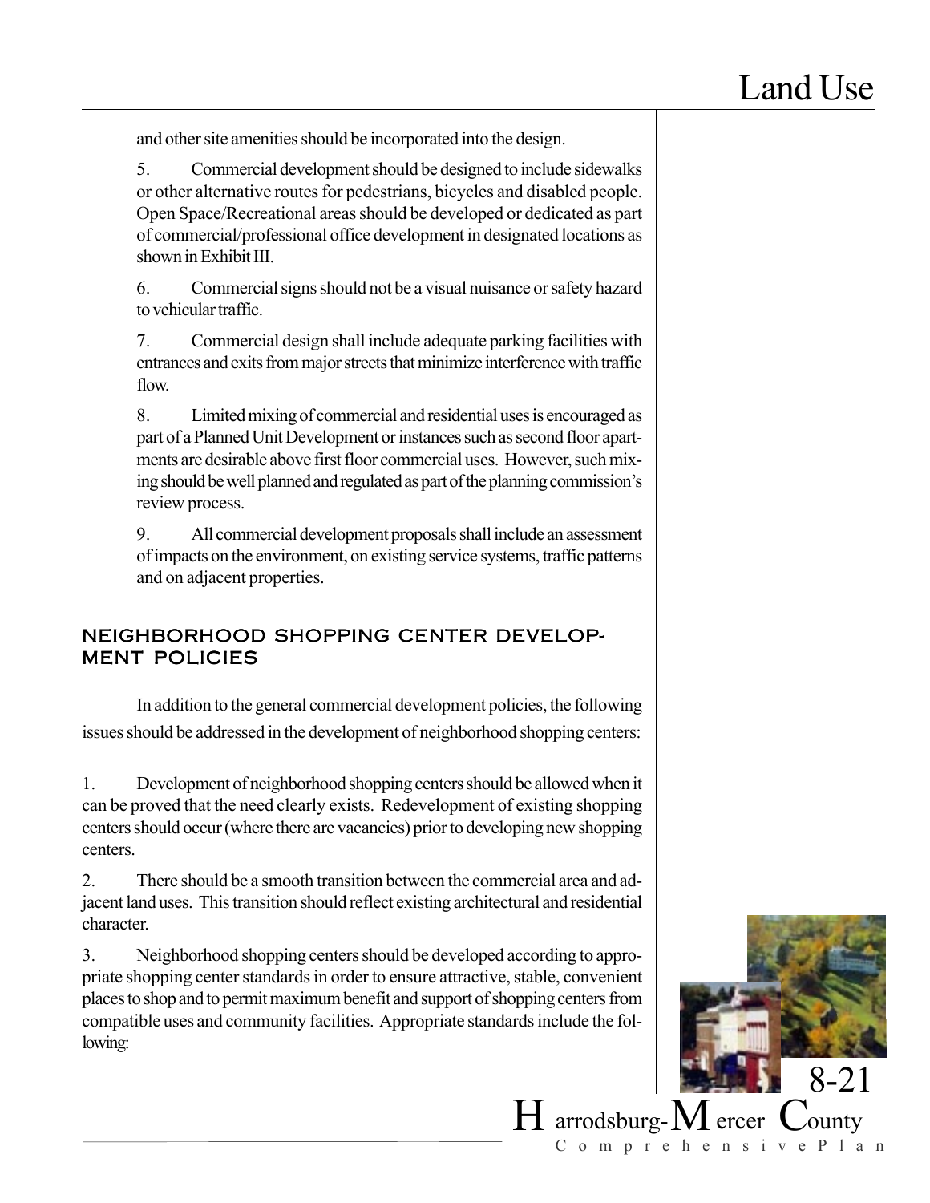and other site amenities should be incorporated into the design.

5. Commercial development should be designed to include sidewalks or other alternative routes for pedestrians, bicycles and disabled people. Open Space/Recreational areas should be developed or dedicated as part of commercial/professional office development in designated locations as shown in Exhibit III.

6. Commercial signs should not be a visual nuisance or safety hazard to vehicular traffic.

7. Commercial design shall include adequate parking facilities with entrances and exits from major streets that minimize interference with traffic flow.

8. Limited mixing of commercial and residential uses is encouraged as part of a Planned Unit Development or instances such as second floor apartments are desirable above first floor commercial uses. However, such mixing should be well planned and regulated as part of the planning commission's review process.

9. All commercial development proposals shall include an assessment of impacts on the environment, on existing service systems, traffic patterns and on adjacent properties.

## NEIGHBORHOOD SHOPPING CENTER DEVELOPMENT POLICIES

In addition to the general commercial development policies, the following issues should be addressed in the development of neighborhood shopping centers:

1. Development of neighborhood shopping centers should be allowed when it can be proved that the need clearly exists. Redevelopment of existing shopping centers should occur (where there are vacancies) prior to developing new shopping centers.

2. There should be a smooth transition between the commercial area and adjacent land uses. This transition should reflect existing architectural and residential character.

3. Neighborhood shopping centers should be developed according to appropriate shopping center standards in order to ensure attractive, stable, convenient places to shop and to permit maximum benefit and support of shopping centers from compatible uses and community facilities. Appropriate standards include the following: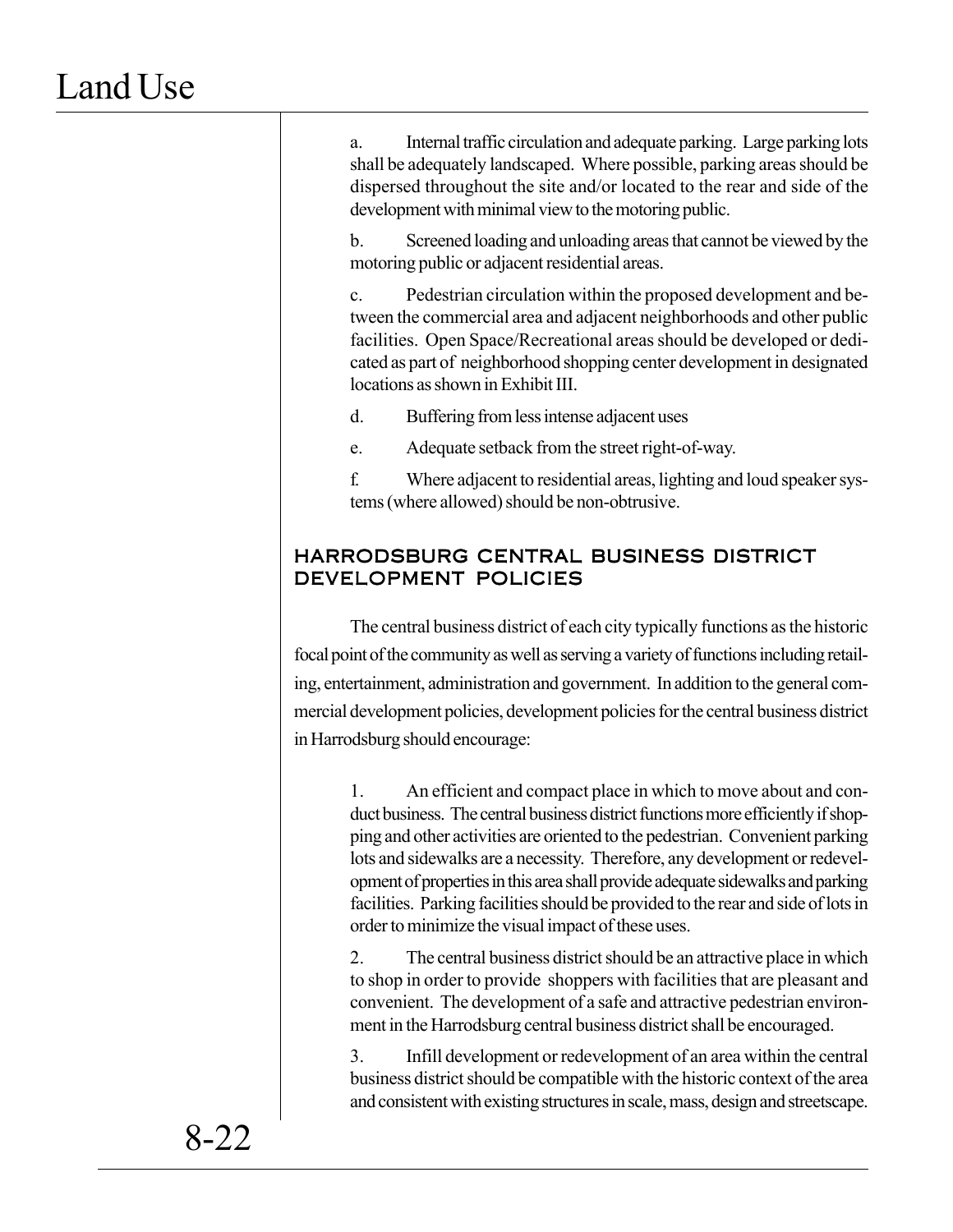a. Internal traffic circulation and adequate parking. Large parking lots shall be adequately landscaped. Where possible, parking areas should be dispersed throughout the site and/or located to the rear and side of the development with minimal view to the motoring public.

b. Screened loading and unloading areas that cannot be viewed by the motoring public or adjacent residential areas.

c. Pedestrian circulation within the proposed development and between the commercial area and adjacent neighborhoods and other public facilities. Open Space/Recreational areas should be developed or dedicated as part of neighborhood shopping center development in designated locations as shown in Exhibit III.

d. Buffering from less intense adjacent uses

e. Adequate setback from the street right-of-way.

f. Where adjacent to residential areas, lighting and loud speaker systems (where allowed) should be non-obtrusive.

## HARRODSBURG CENTRAL BUSINESS DISTRICT DEVELOPMENT POLICIES

The central business district of each city typically functions as the historic focal point of the community as well as serving a variety of functions including retailing, entertainment, administration and government. In addition to the general commercial development policies, development policies for the central business district in Harrodsburg should encourage:

1. An efficient and compact place in which to move about and conduct business. The central business district functions more efficiently if shopping and other activities are oriented to the pedestrian. Convenient parking lots and sidewalks are a necessity. Therefore, any development or redevelopment of properties in this area shall provide adequate sidewalks and parking facilities. Parking facilities should be provided to the rear and side of lots in order to minimize the visual impact of these uses.

2. The central business district should be an attractive place in which to shop in order to provide shoppers with facilities that are pleasant and convenient. The development of a safe and attractive pedestrian environment in the Harrodsburg central business district shall be encouraged.

3. Infill development or redevelopment of an area within the central business district should be compatible with the historic context of the area and consistent with existing structures in scale, mass, design and streetscape.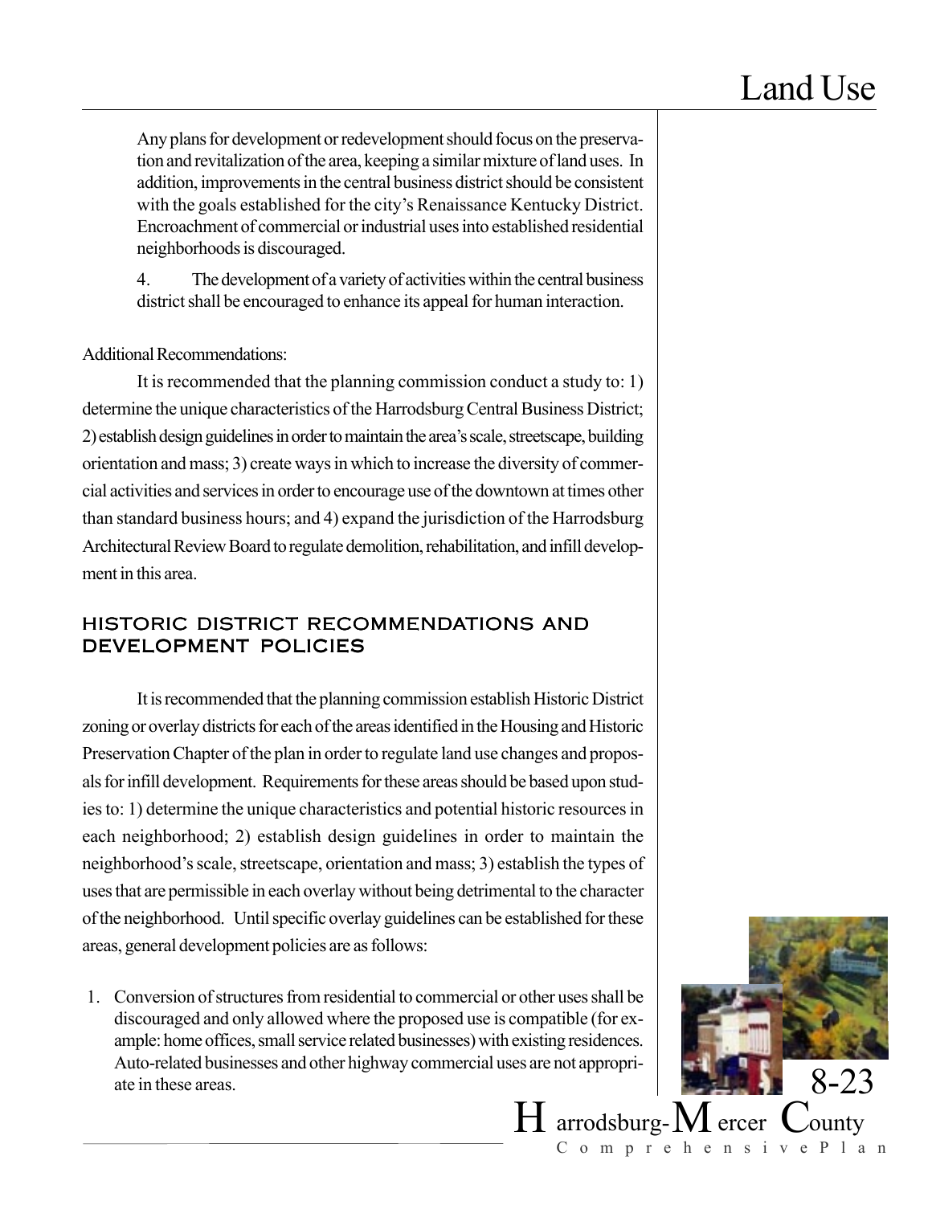Any plans for development or redevelopment should focus on the preservation and revitalization of the area, keeping a similar mixture of land uses. In addition, improvements in the central business district should be consistent with the goals established for the city's Renaissance Kentucky District. Encroachment of commercial or industrial uses into established residential neighborhoods is discouraged.

4. The development of a variety of activities within the central business district shall be encouraged to enhance its appeal for human interaction.

Additional Recommendations:

It is recommended that the planning commission conduct a study to: 1) determine the unique characteristics of the Harrodsburg Central Business District; 2) establish design guidelines in order to maintain the area's scale, streetscape, building orientation and mass; 3) create ways in which to increase the diversity of commercial activities and services in order to encourage use of the downtown at times other than standard business hours; and 4) expand the jurisdiction of the Harrodsburg Architectural Review Board to regulate demolition, rehabilitation, and infill development in this area.

## HISTORIC DISTRICT RECOMMENDATIONS AND DEVELOPMENT POLICIES

It is recommended that the planning commission establish Historic District zoning or overlay districts for each of the areas identified in the Housing and Historic Preservation Chapter of the plan in order to regulate land use changes and proposals for infill development. Requirements for these areas should be based upon studies to: 1) determine the unique characteristics and potential historic resources in each neighborhood; 2) establish design guidelines in order to maintain the neighborhood's scale, streetscape, orientation and mass; 3) establish the types of uses that are permissible in each overlay without being detrimental to the character of the neighborhood. Until specific overlay guidelines can be established for these areas, general development policies are as follows:

1. Conversion of structures from residential to commercial or other uses shall be discouraged and only allowed where the proposed use is compatible (for example: home offices, small service related businesses) with existing residences. Auto-related businesses and other highway commercial uses are not appropriate in these areas.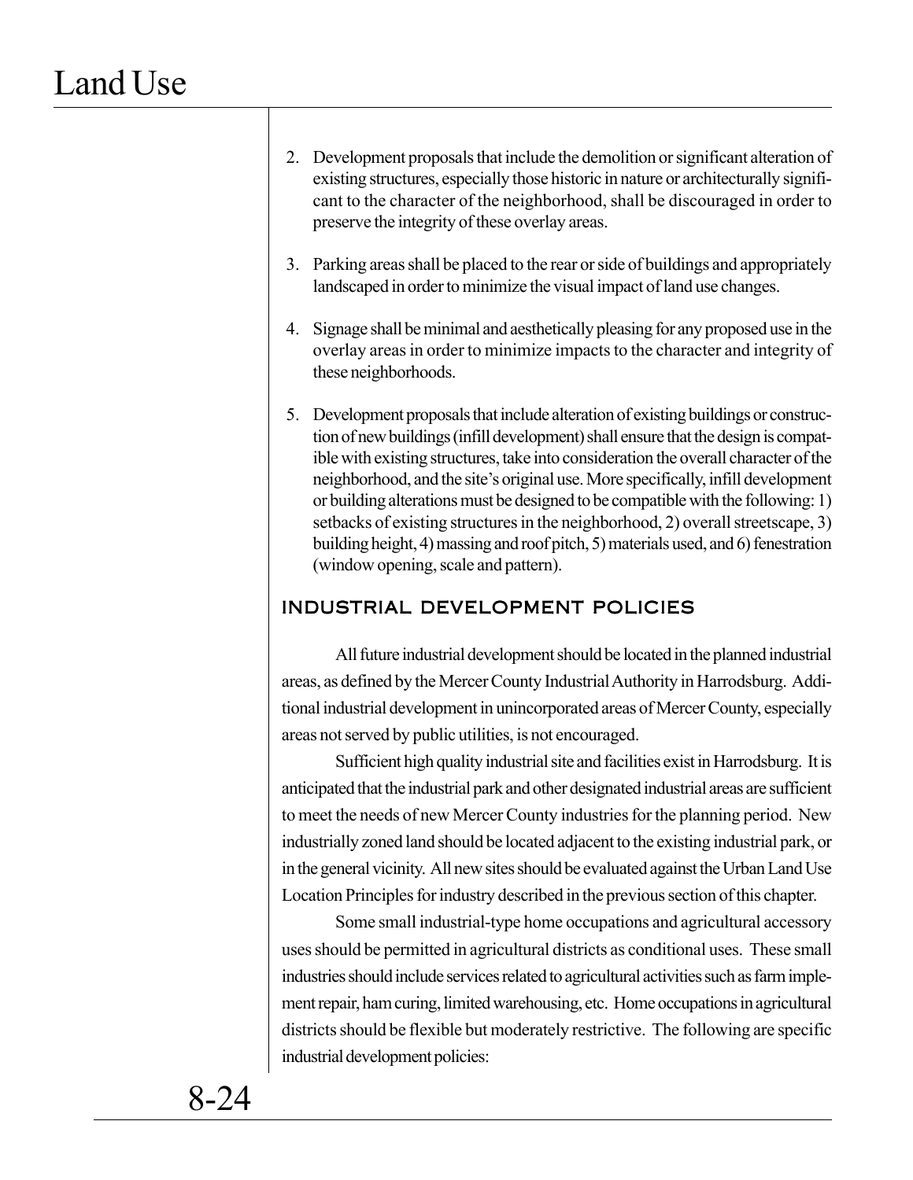2. Development proposals that include the demolition or significant alteration of existing structures, especially those historic in nature or architecturally significant to the character of the neighborhood, shall be discouraged in order to preserve the integrity of these overlay areas.

3. Parking areas shall be placed to the rear or side of buildings and appropriately landscaped in order to minimize the visual impact of land use changes.

4. Signage shall be minimal and aesthetically pleasing for any proposed use in the overlay areas in order to minimize impacts to the character and integrity of these neighborhoods.

5. Development proposals that include alteration of existing buildings or construction of new buildings (infill development) shall ensure that the design is compatible with existing structures, take into consideration the overall character of the neighborhood, and the site's original use. More specifically, infill development or building alterations must be designed to be compatible with the following: 1) setbacks of existing structures in the neighborhood, 2) overall streetscape, 3) building height, 4) massing and roof pitch, 5) materials used, and 6) fenestration (window opening, scale and pattern).

## INDUSTRIAL DEVELOPMENT POLICIES

All future industrial development should be located in the planned industrial areas, as defined by the Mercer County Industrial Authority in Harrodsburg. Additional industrial development in unincorporated areas of Mercer County, especially areas not served by public utilities, is not encouraged.

Sufficient high quality industrial site and facilities exist in Harrodsburg. It is anticipated that the industrial park and other designated industrial areas are sufficient to meet the needs of new Mercer County industries for the planning period. New industrially zoned land should be located adjacent to the existing industrial park, or in the general vicinity. All new sites should be evaluated against the Urban Land Use Location Principles for industry described in the previous section of this chapter.

Some small industrial-type home occupations and agricultural accessory uses should be permitted in agricultural districts as conditional uses. These small industries should include services related to agricultural activities such as farm implement repair, ham curing, limited warehousing, etc. Home occupations in agricultural districts should be flexible but moderately restrictive. The following are specific industrial development policies: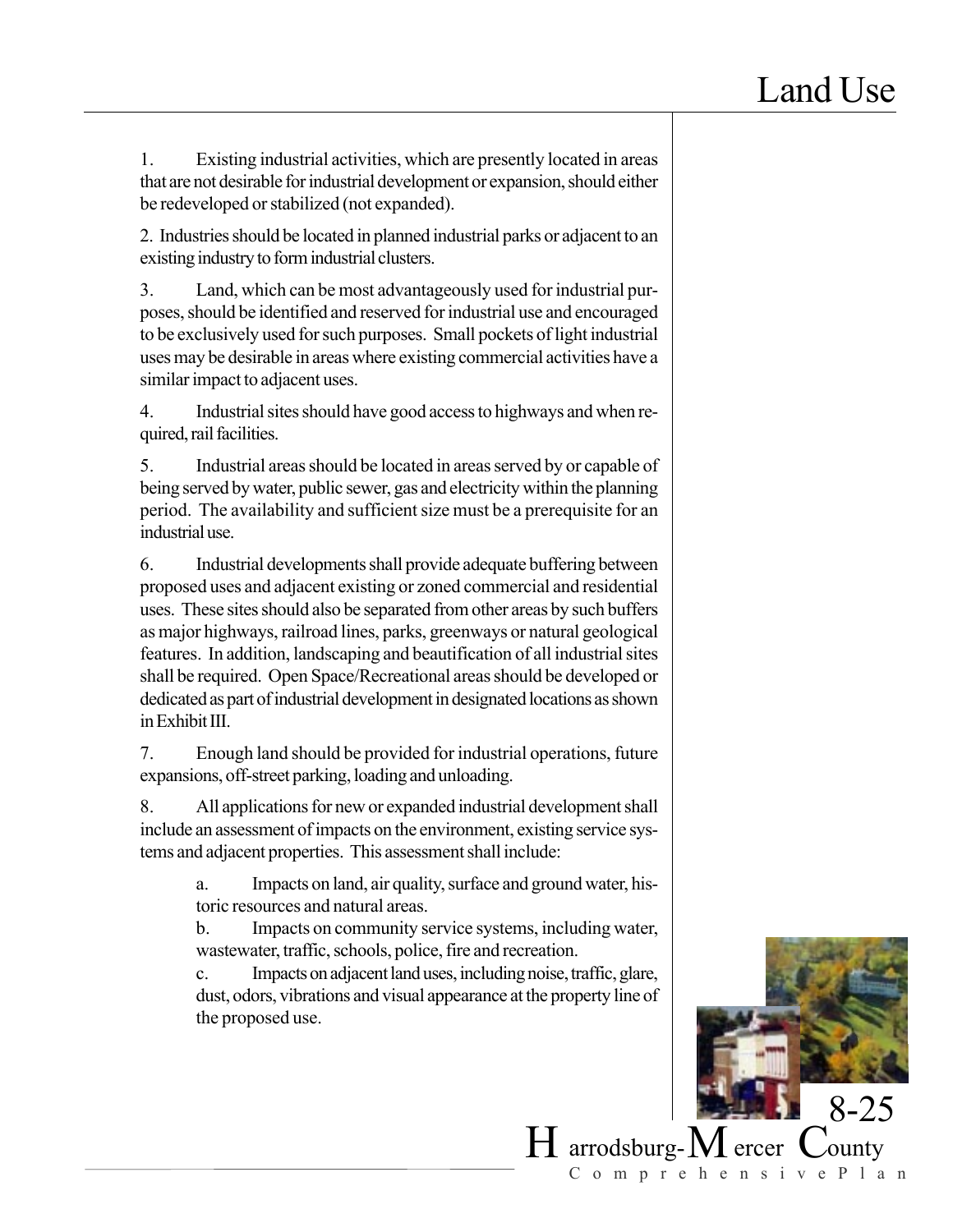1. Existing industrial activities, which are presently located in areas that are not desirable for industrial development or expansion, should either be redeveloped or stabilized (not expanded).

2. Industries should be located in planned industrial parks or adjacent to an existing industry to form industrial clusters.

3. Land, which can be most advantageously used for industrial purposes, should be identified and reserved for industrial use and encouraged to be exclusively used for such purposes. Small pockets of light industrial uses may be desirable in areas where existing commercial activities have a similar impact to adjacent uses.

4. Industrial sites should have good access to highways and when required, rail facilities.

5. Industrial areas should be located in areas served by or capable of being served by water, public sewer, gas and electricity within the planning period. The availability and sufficient size must be a prerequisite for an industrial use.

6. Industrial developments shall provide adequate buffering between proposed uses and adjacent existing or zoned commercial and residential uses. These sites should also be separated from other areas by such buffers as major highways, railroad lines, parks, greenways or natural geological features. In addition, landscaping and beautification of all industrial sites shall be required. Open Space/Recreational areas should be developed or dedicated as part of industrial development in designated locations as shown in Exhibit III.

7. Enough land should be provided for industrial operations, future expansions, off-street parking, loading and unloading.

8. All applications for new or expanded industrial development shall include an assessment of impacts on the environment, existing service systems and adjacent properties. This assessment shall include:

   a. Impacts on land, air quality, surface and ground water, historic resources and natural areas.
   
   b. Impacts on community service systems, including water, wastewater, traffic, schools, police, fire and recreation.
   
   c. Impacts on adjacent land uses, including noise, traffic, glare, dust, odors, vibrations and visual appearance at the property line of the proposed use.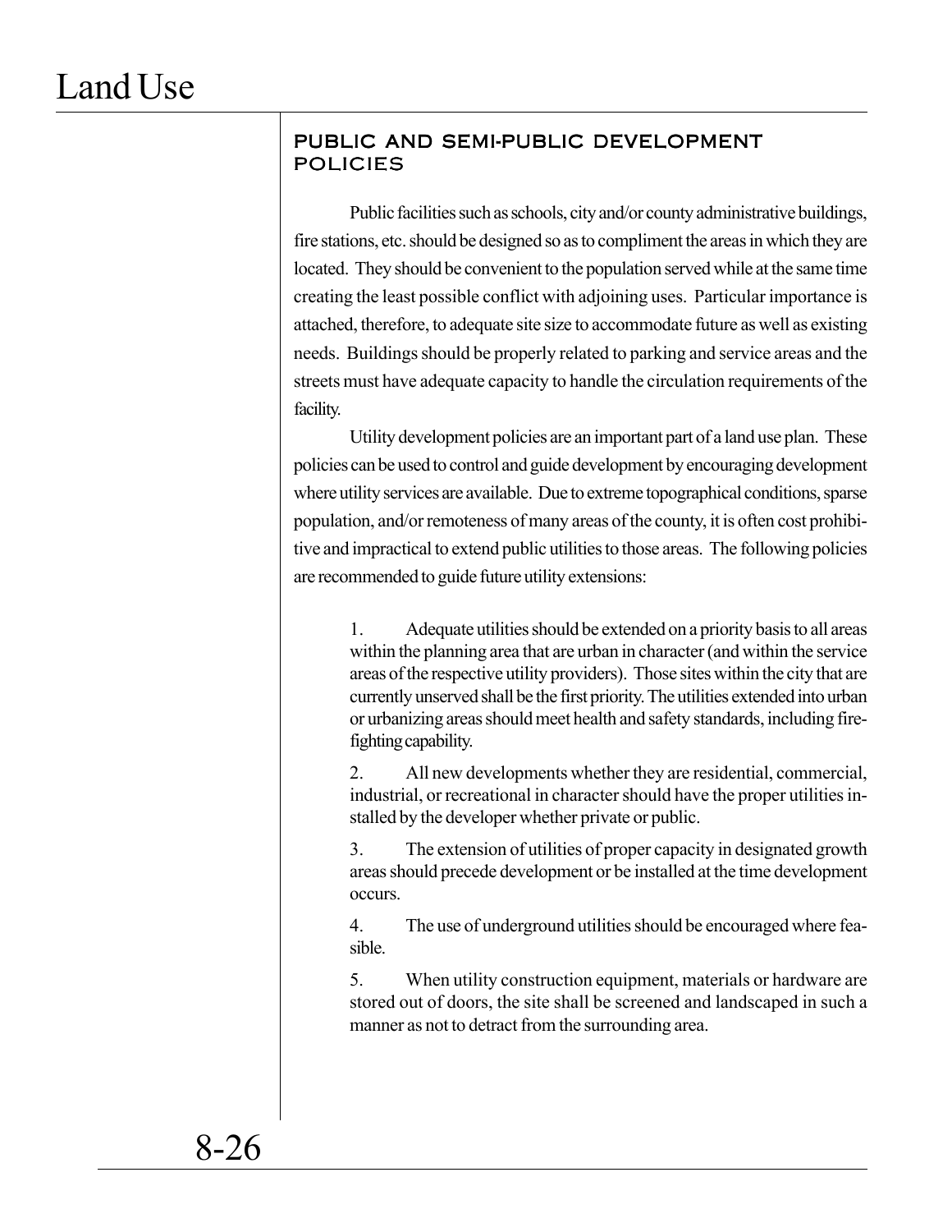## PUBLIC AND SEMI-PUBLIC DEVELOPMENT POLICIES

Public facilities such as schools, city and/or county administrative buildings, fire stations, etc. should be designed so as to compliment the areas in which they are located. They should be convenient to the population served while at the same time creating the least possible conflict with adjoining uses. Particular importance is attached, therefore, to adequate site size to accommodate future as well as existing needs. Buildings should be properly related to parking and service areas and the streets must have adequate capacity to handle the circulation requirements of the facility.

Utility development policies are an important part of a land use plan. These policies can be used to control and guide development by encouraging development where utility services are available. Due to extreme topographical conditions, sparse population, and/or remoteness of many areas of the county, it is often cost prohibitive and impractical to extend public utilities to those areas. The following policies are recommended to guide future utility extensions:

1. Adequate utilities should be extended on a priority basis to all areas within the planning area that are urban in character (and within the service areas of the respective utility providers). Those sites within the city that are currently unserved shall be the first priority. The utilities extended into urban or urbanizing areas should meet health and safety standards, including fire-fighting capability.

2. All new developments whether they are residential, commercial, industrial, or recreational in character should have the proper utilities installed by the developer whether private or public.

3. The extension of utilities of proper capacity in designated growth areas should precede development or be installed at the time development occurs.

4. The use of underground utilities should be encouraged where feasible.

5. When utility construction equipment, materials or hardware are stored out of doors, the site shall be screened and landscaped in such a manner as not to detract from the surrounding area.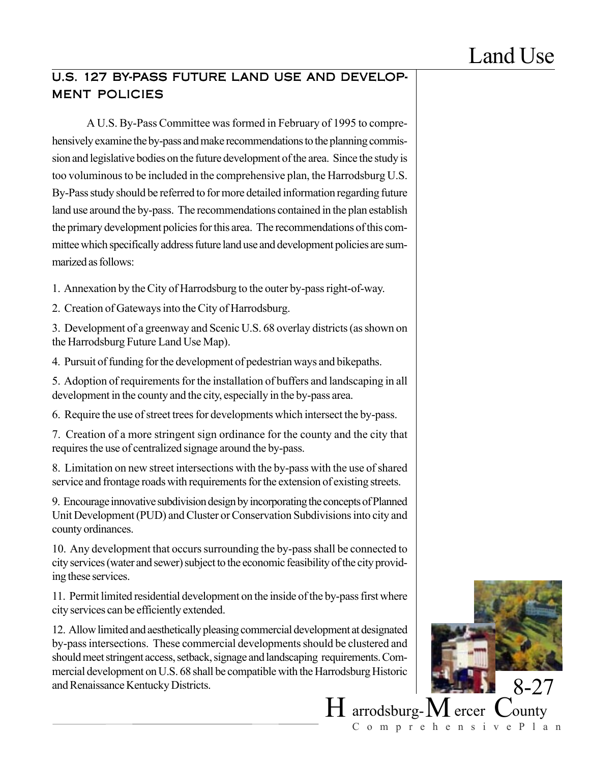## U.S. 127 BY-PASS FUTURE LAND USE AND DEVELOPMENT POLICIES

A U.S. By-Pass Committee was formed in February of 1995 to comprehensively examine the by-pass and make recommendations to the planning commission and legislative bodies on the future development of the area. Since the study is too voluminous to be included in the comprehensive plan, the Harrodsburg U.S. By-Pass study should be referred to for more detailed information regarding future land use around the by-pass. The recommendations contained in the plan establish the primary development policies for this area. The recommendations of this committee which specifically address future land use and development policies are summarized as follows:

1. Annexation by the City of Harrodsburg to the outer by-pass right-of-way.

2. Creation of Gateways into the City of Harrodsburg.

3. Development of a greenway and Scenic U.S. 68 overlay districts (as shown on the Harrodsburg Future Land Use Map).

4. Pursuit of funding for the development of pedestrian ways and bikepaths.

5. Adoption of requirements for the installation of buffers and landscaping in all development in the county and the city, especially in the by-pass area.

6. Require the use of street trees for developments which intersect the by-pass.

7. Creation of a more stringent sign ordinance for the county and the city that requires the use of centralized signage around the by-pass.

8. Limitation on new street intersections with the by-pass with the use of shared service and frontage roads with requirements for the extension of existing streets.

9. Encourage innovative subdivision design by incorporating the concepts of Planned Unit Development (PUD) and Cluster or Conservation Subdivisions into city and county ordinances.

10. Any development that occurs surrounding the by-pass shall be connected to city services (water and sewer) subject to the economic feasibility of the city providing these services.

11. Permit limited residential development on the inside of the by-pass first where city services can be efficiently extended.

12. Allow limited and aesthetically pleasing commercial development at designated by-pass intersections. These commercial developments should be clustered and should meet stringent access, setback, signage and landscaping requirements. Commercial development on U.S. 68 shall be compatible with the Harrodsburg Historic and Renaissance Kentucky Districts.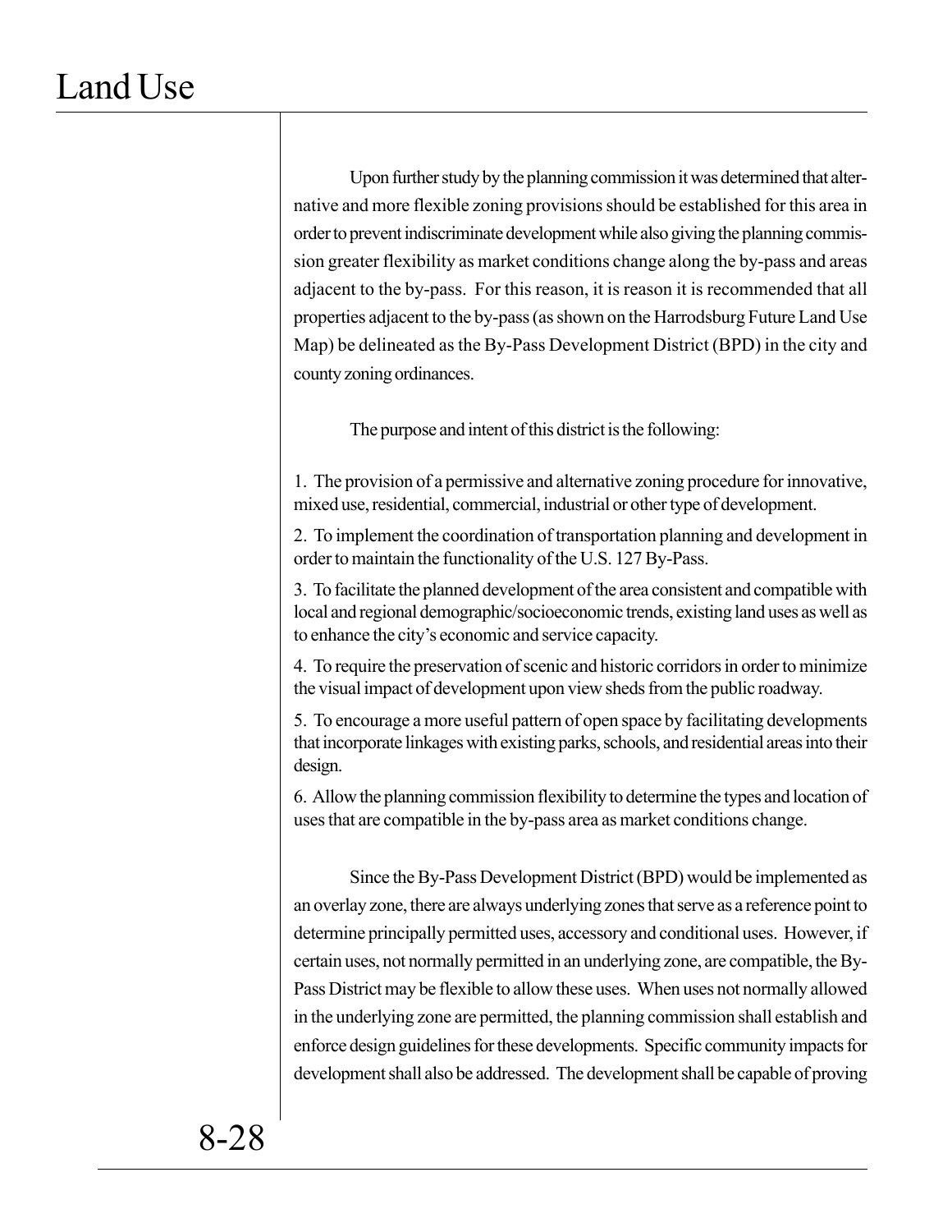Upon further study by the planning commission it was determined that alternative and more flexible zoning provisions should be established for this area in order to prevent indiscriminate development while also giving the planning commission greater flexibility as market conditions change along the by-pass and areas adjacent to the by-pass. For this reason, it is reason it is recommended that all properties adjacent to the by-pass (as shown on the Harrodsburg Future Land Use Map) be delineated as the By-Pass Development District (BPD) in the city and county zoning ordinances.

The purpose and intent of this district is the following:

1. The provision of a permissive and alternative zoning procedure for innovative, mixed use, residential, commercial, industrial or other type of development.

2. To implement the coordination of transportation planning and development in order to maintain the functionality of the U.S. 127 By-Pass.

3. To facilitate the planned development of the area consistent and compatible with local and regional demographic/socioeconomic trends, existing land uses as well as to enhance the city's economic and service capacity.

4. To require the preservation of scenic and historic corridors in order to minimize the visual impact of development upon view sheds from the public roadway.

5. To encourage a more useful pattern of open space by facilitating developments that incorporate linkages with existing parks, schools, and residential areas into their design.

6. Allow the planning commission flexibility to determine the types and location of uses that are compatible in the by-pass area as market conditions change.

Since the By-Pass Development District (BPD) would be implemented as an overlay zone, there are always underlying zones that serve as a reference point to determine principally permitted uses, accessory and conditional uses. However, if certain uses, not normally permitted in an underlying zone, are compatible, the By-Pass District may be flexible to allow these uses. When uses not normally allowed in the underlying zone are permitted, the planning commission shall establish and enforce design guidelines for these developments. Specific community impacts for development shall also be addressed. The development shall be capable of proving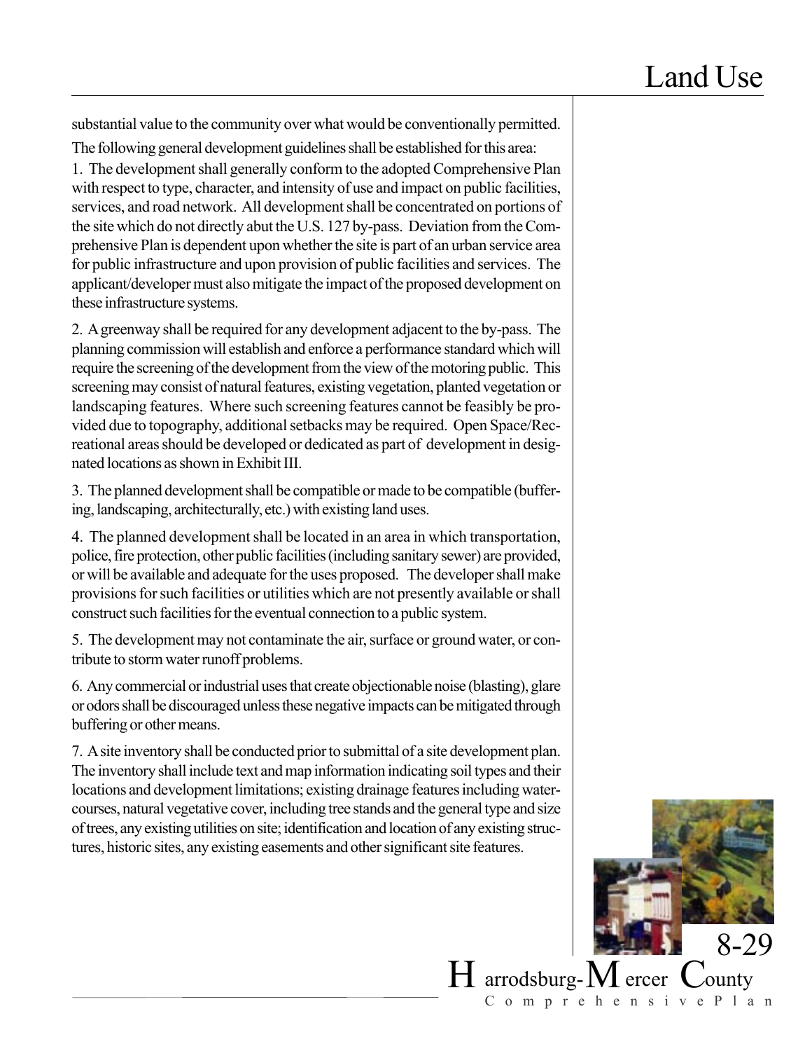substantial value to the community over what would be conventionally permitted.

The following general development guidelines shall be established for this area:

1. The development shall generally conform to the adopted Comprehensive Plan with respect to type, character, and intensity of use and impact on public facilities, services, and road network. All development shall be concentrated on portions of the site which do not directly abut the U.S. 127 by-pass. Deviation from the Comprehensive Plan is dependent upon whether the site is part of an urban service area for public infrastructure and upon provision of public facilities and services. The applicant/developer must also mitigate the impact of the proposed development on these infrastructure systems.

2. A greenway shall be required for any development adjacent to the by-pass. The planning commission will establish and enforce a performance standard which will require the screening of the development from the view of the motoring public. This screening may consist of natural features, existing vegetation, planted vegetation or landscaping features. Where such screening features cannot be feasibly be provided due to topography, additional setbacks may be required. Open Space/Recreational areas should be developed or dedicated as part of development in designated locations as shown in Exhibit III.

3. The planned development shall be compatible or made to be compatible (buffering, landscaping, architecturally, etc.) with existing land uses.

4. The planned development shall be located in an area in which transportation, police, fire protection, other public facilities (including sanitary sewer) are provided, or will be available and adequate for the uses proposed. The developer shall make provisions for such facilities or utilities which are not presently available or shall construct such facilities for the eventual connection to a public system.

5. The development may not contaminate the air, surface or ground water, or contribute to storm water runoff problems.

6. Any commercial or industrial uses that create objectionable noise (blasting), glare or odors shall be discouraged unless these negative impacts can be mitigated through buffering or other means.

7. A site inventory shall be conducted prior to submittal of a site development plan. The inventory shall include text and map information indicating soil types and their locations and development limitations; existing drainage features including watercourses, natural vegetative cover, including tree stands and the general type and size of trees, any existing utilities on site; identification and location of any existing structures, historic sites, any existing easements and other significant site features.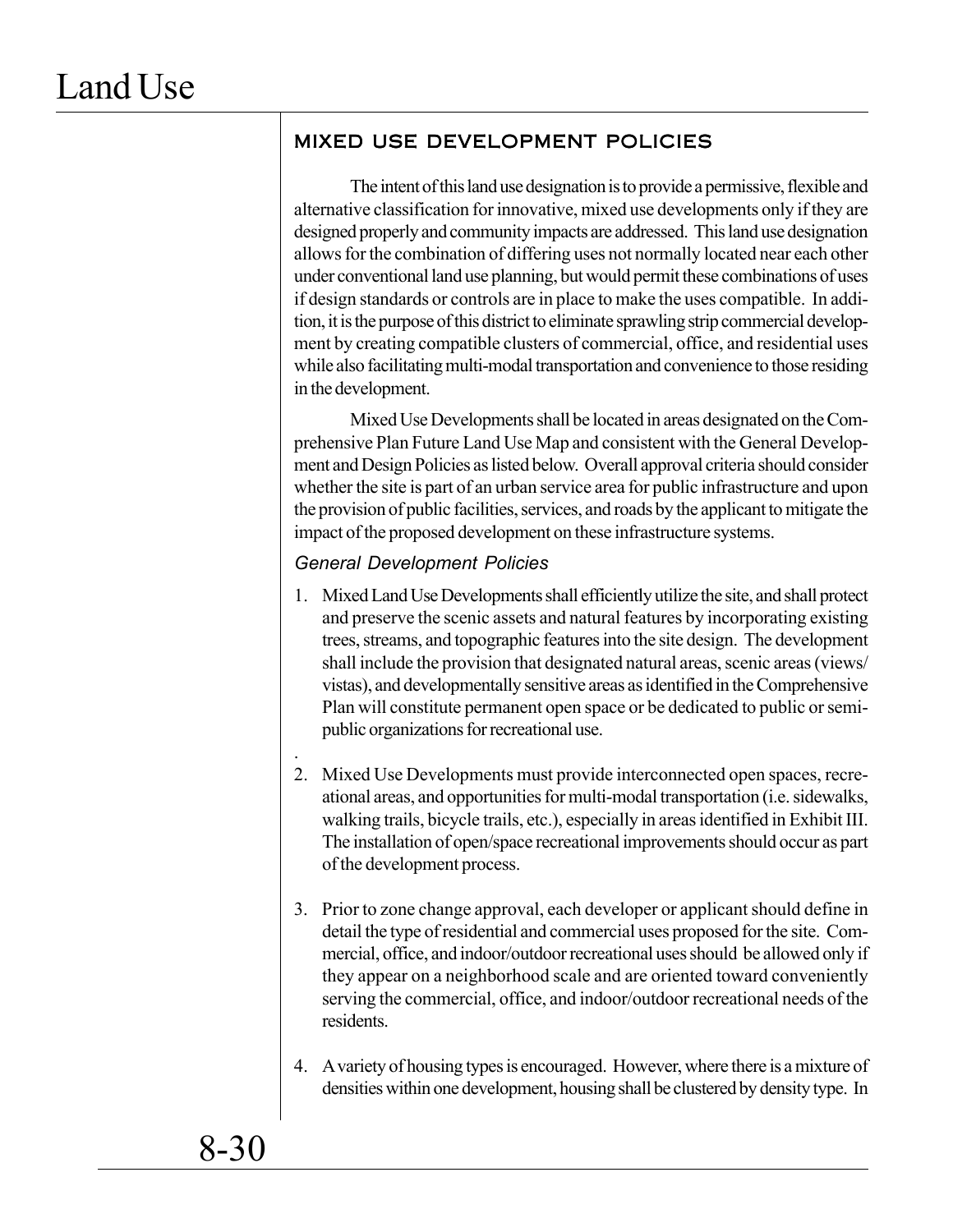## MIXED USE DEVELOPMENT POLICIES

The intent of this land use designation is to provide a permissive, flexible and alternative classification for innovative, mixed use developments only if they are designed properly and community impacts are addressed. This land use designation allows for the combination of differing uses not normally located near each other under conventional land use planning, but would permit these combinations of uses if design standards or controls are in place to make the uses compatible. In addition, it is the purpose of this district to eliminate sprawling strip commercial development by creating compatible clusters of commercial, office, and residential uses while also facilitating multi-modal transportation and convenience to those residing in the development.

Mixed Use Developments shall be located in areas designated on the Comprehensive Plan Future Land Use Map and consistent with the General Development and Design Policies as listed below. Overall approval criteria should consider whether the site is part of an urban service area for public infrastructure and upon the provision of public facilities, services, and roads by the applicant to mitigate the impact of the proposed development on these infrastructure systems.

*General Development Policies*

1. Mixed Land Use Developments shall efficiently utilize the site, and shall protect and preserve the scenic assets and natural features by incorporating existing trees, streams, and topographic features into the site design. The development shall include the provision that designated natural areas, scenic areas (views/vistas), and developmentally sensitive areas as identified in the Comprehensive Plan will constitute permanent open space or be dedicated to public or semi-public organizations for recreational use.

2. Mixed Use Developments must provide interconnected open spaces, recreational areas, and opportunities for multi-modal transportation (i.e. sidewalks, walking trails, bicycle trails, etc.), especially in areas identified in Exhibit III. The installation of open/space recreational improvements should occur as part of the development process.

3. Prior to zone change approval, each developer or applicant should define in detail the type of residential and commercial uses proposed for the site. Commercial, office, and indoor/outdoor recreational uses should be allowed only if they appear on a neighborhood scale and are oriented toward conveniently serving the commercial, office, and indoor/outdoor recreational needs of the residents.

4. A variety of housing types is encouraged. However, where there is a mixture of densities within one development, housing shall be clustered by density type. In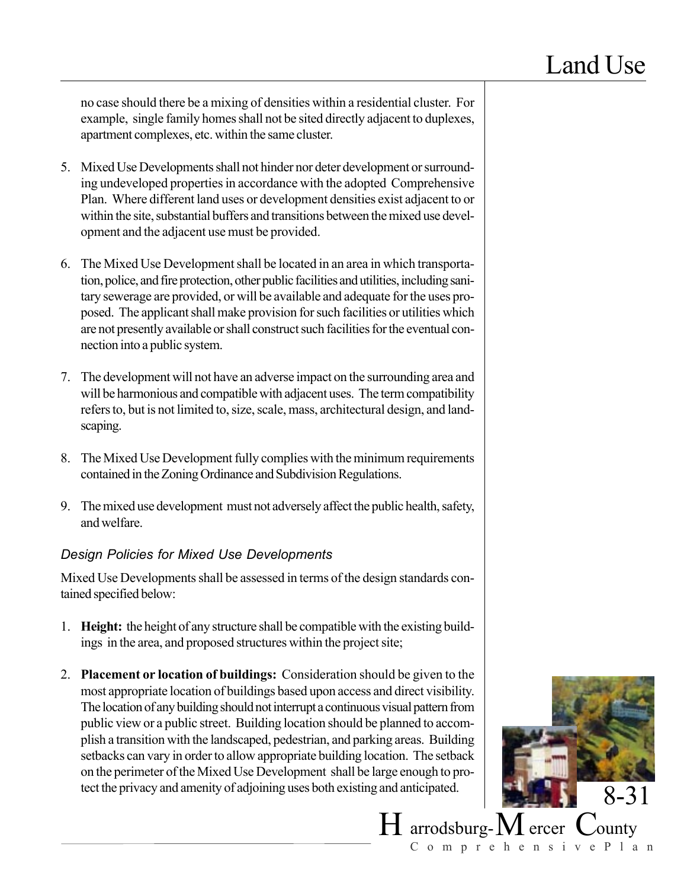no case should there be a mixing of densities within a residential cluster. For example, single family homes shall not be sited directly adjacent to duplexes, apartment complexes, etc. within the same cluster.

5. Mixed Use Developments shall not hinder nor deter development or surrounding undeveloped properties in accordance with the adopted Comprehensive Plan. Where different land uses or development densities exist adjacent to or within the site, substantial buffers and transitions between the mixed use development and the adjacent use must be provided.

6. The Mixed Use Development shall be located in an area in which transportation, police, and fire protection, other public facilities and utilities, including sanitary sewerage are provided, or will be available and adequate for the uses proposed. The applicant shall make provision for such facilities or utilities which are not presently available or shall construct such facilities for the eventual connection into a public system.

7. The development will not have an adverse impact on the surrounding area and will be harmonious and compatible with adjacent uses. The term compatibility refers to, but is not limited to, size, scale, mass, architectural design, and landscaping.

8. The Mixed Use Development fully complies with the minimum requirements contained in the Zoning Ordinance and Subdivision Regulations.

9. The mixed use development must not adversely affect the public health, safety, and welfare.

### *Design Policies for Mixed Use Developments*

Mixed Use Developments shall be assessed in terms of the design standards contained specified below:

1. **Height:** the height of any structure shall be compatible with the existing buildings in the area, and proposed structures within the project site;

2. **Placement or location of buildings:** Consideration should be given to the most appropriate location of buildings based upon access and direct visibility. The location of any building should not interrupt a continuous visual pattern from public view or a public street. Building location should be planned to accomplish a transition with the landscaped, pedestrian, and parking areas. Building setbacks can vary in order to allow appropriate building location. The setback on the perimeter of the Mixed Use Development shall be large enough to protect the privacy and amenity of adjoining uses both existing and anticipated.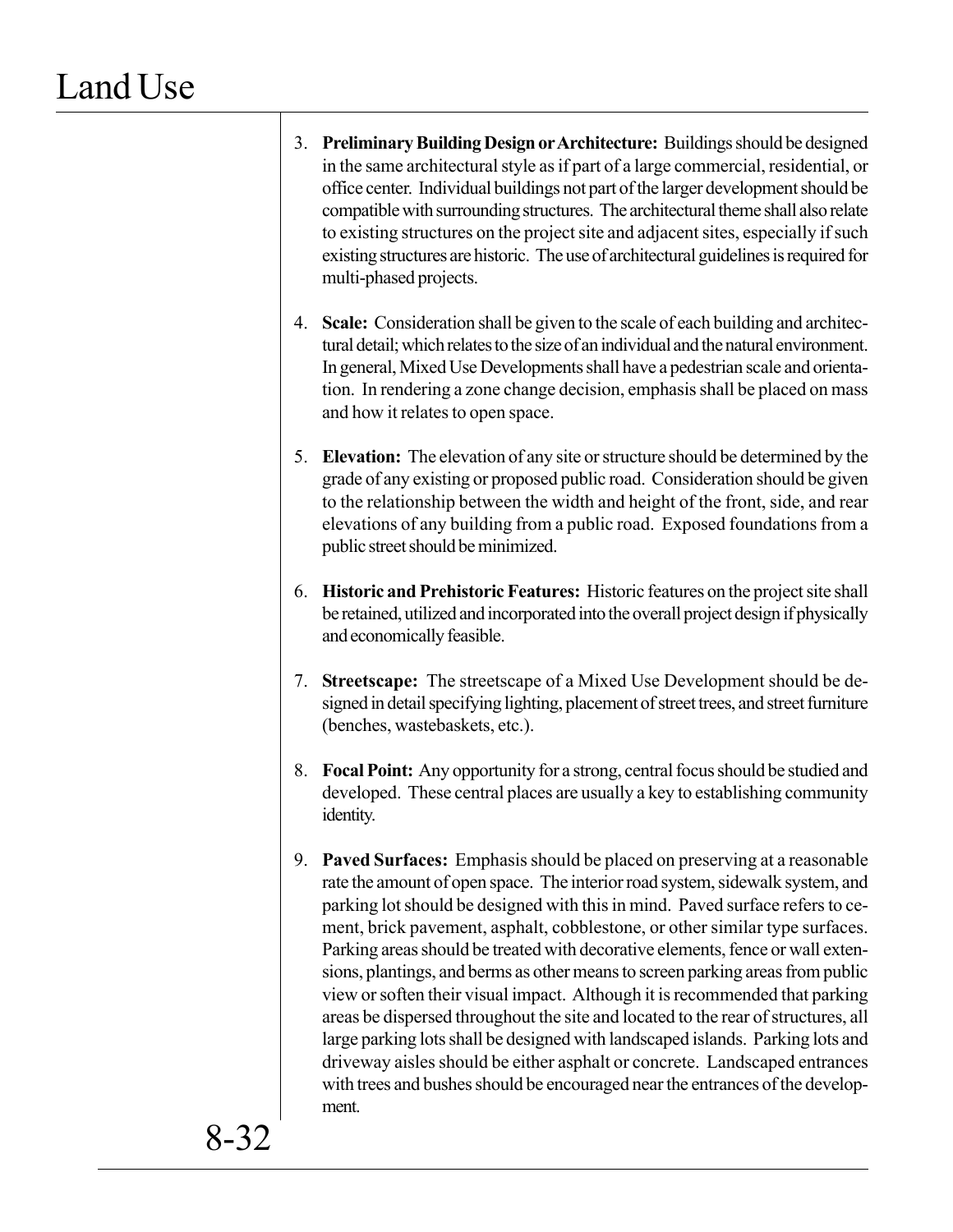3. **Preliminary Building Design or Architecture:** Buildings should be designed in the same architectural style as if part of a large commercial, residential, or office center. Individual buildings not part of the larger development should be compatible with surrounding structures. The architectural theme shall also relate to existing structures on the project site and adjacent sites, especially if such existing structures are historic. The use of architectural guidelines is required for multi-phased projects.

4. **Scale:** Consideration shall be given to the scale of each building and architectural detail; which relates to the size of an individual and the natural environment. In general, Mixed Use Developments shall have a pedestrian scale and orientation. In rendering a zone change decision, emphasis shall be placed on mass and how it relates to open space.

5. **Elevation:** The elevation of any site or structure should be determined by the grade of any existing or proposed public road. Consideration should be given to the relationship between the width and height of the front, side, and rear elevations of any building from a public road. Exposed foundations from a public street should be minimized.

6. **Historic and Prehistoric Features:** Historic features on the project site shall be retained, utilized and incorporated into the overall project design if physically and economically feasible.

7. **Streetscape:** The streetscape of a Mixed Use Development should be designed in detail specifying lighting, placement of street trees, and street furniture (benches, wastebaskets, etc.).

8. **Focal Point:** Any opportunity for a strong, central focus should be studied and developed. These central places are usually a key to establishing community identity.

9. **Paved Surfaces:** Emphasis should be placed on preserving at a reasonable rate the amount of open space. The interior road system, sidewalk system, and parking lot should be designed with this in mind. Paved surface refers to cement, brick pavement, asphalt, cobblestone, or other similar type surfaces. Parking areas should be treated with decorative elements, fence or wall extensions, plantings, and berms as other means to screen parking areas from public view or soften their visual impact. Although it is recommended that parking areas be dispersed throughout the site and located to the rear of structures, all large parking lots shall be designed with landscaped islands. Parking lots and driveway aisles should be either asphalt or concrete. Landscaped entrances with trees and bushes should be encouraged near the entrances of the development.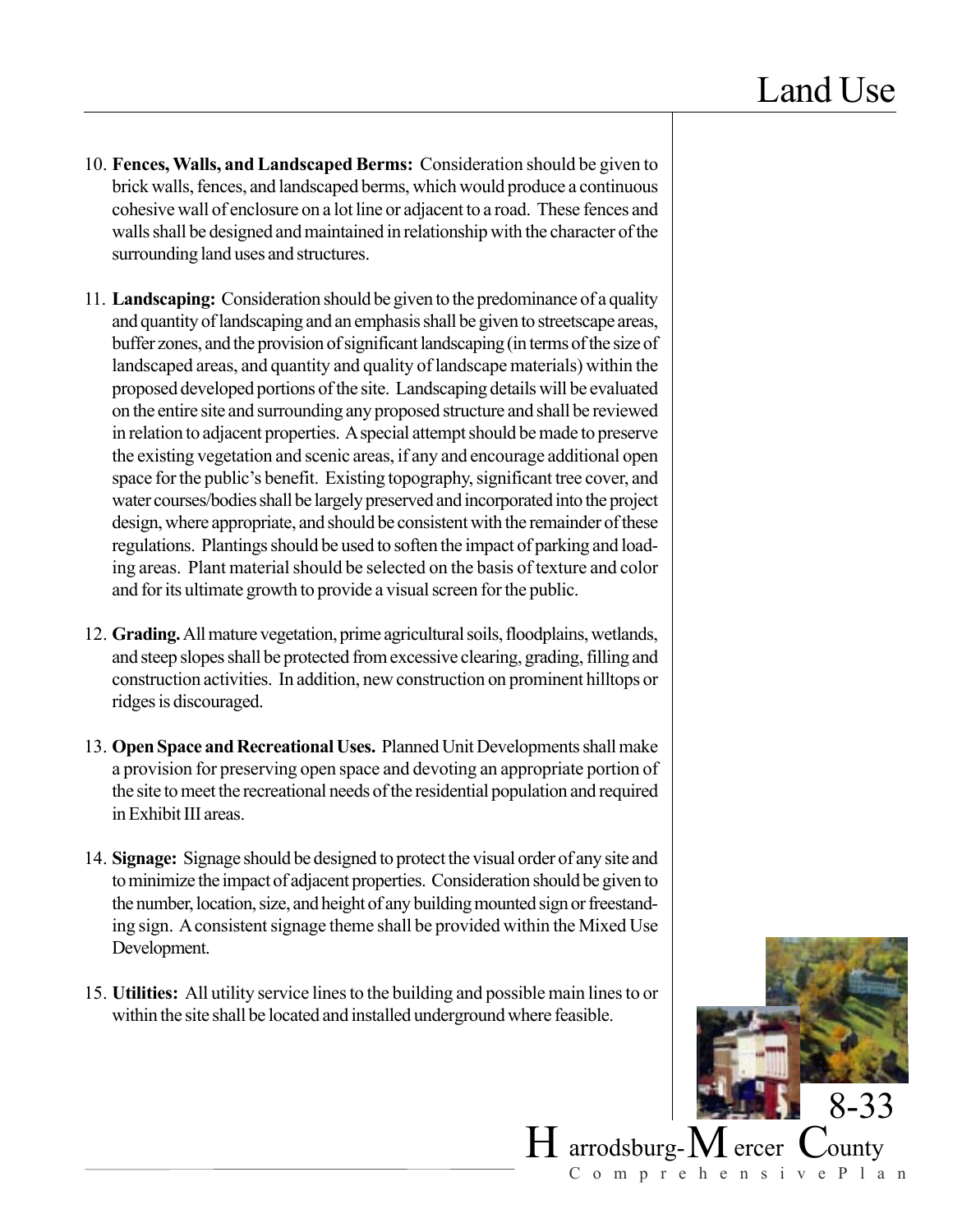10. **Fences, Walls, and Landscaped Berms:** Consideration should be given to brick walls, fences, and landscaped berms, which would produce a continuous cohesive wall of enclosure on a lot line or adjacent to a road. These fences and walls shall be designed and maintained in relationship with the character of the surrounding land uses and structures.

11. **Landscaping:** Consideration should be given to the predominance of a quality and quantity of landscaping and an emphasis shall be given to streetscape areas, buffer zones, and the provision of significant landscaping (in terms of the size of landscaped areas, and quantity and quality of landscape materials) within the proposed developed portions of the site. Landscaping details will be evaluated on the entire site and surrounding any proposed structure and shall be reviewed in relation to adjacent properties. A special attempt should be made to preserve the existing vegetation and scenic areas, if any and encourage additional open space for the public's benefit. Existing topography, significant tree cover, and water courses/bodies shall be largely preserved and incorporated into the project design, where appropriate, and should be consistent with the remainder of these regulations. Plantings should be used to soften the impact of parking and loading areas. Plant material should be selected on the basis of texture and color and for its ultimate growth to provide a visual screen for the public.

12. **Grading.** All mature vegetation, prime agricultural soils, floodplains, wetlands, and steep slopes shall be protected from excessive clearing, grading, filling and construction activities. In addition, new construction on prominent hilltops or ridges is discouraged.

13. **Open Space and Recreational Uses.** Planned Unit Developments shall make a provision for preserving open space and devoting an appropriate portion of the site to meet the recreational needs of the residential population and required in Exhibit III areas.

14. **Signage:** Signage should be designed to protect the visual order of any site and to minimize the impact of adjacent properties. Consideration should be given to the number, location, size, and height of any building mounted sign or freestanding sign. A consistent signage theme shall be provided within the Mixed Use Development.

15. **Utilities:** All utility service lines to the building and possible main lines to or within the site shall be located and installed underground where feasible.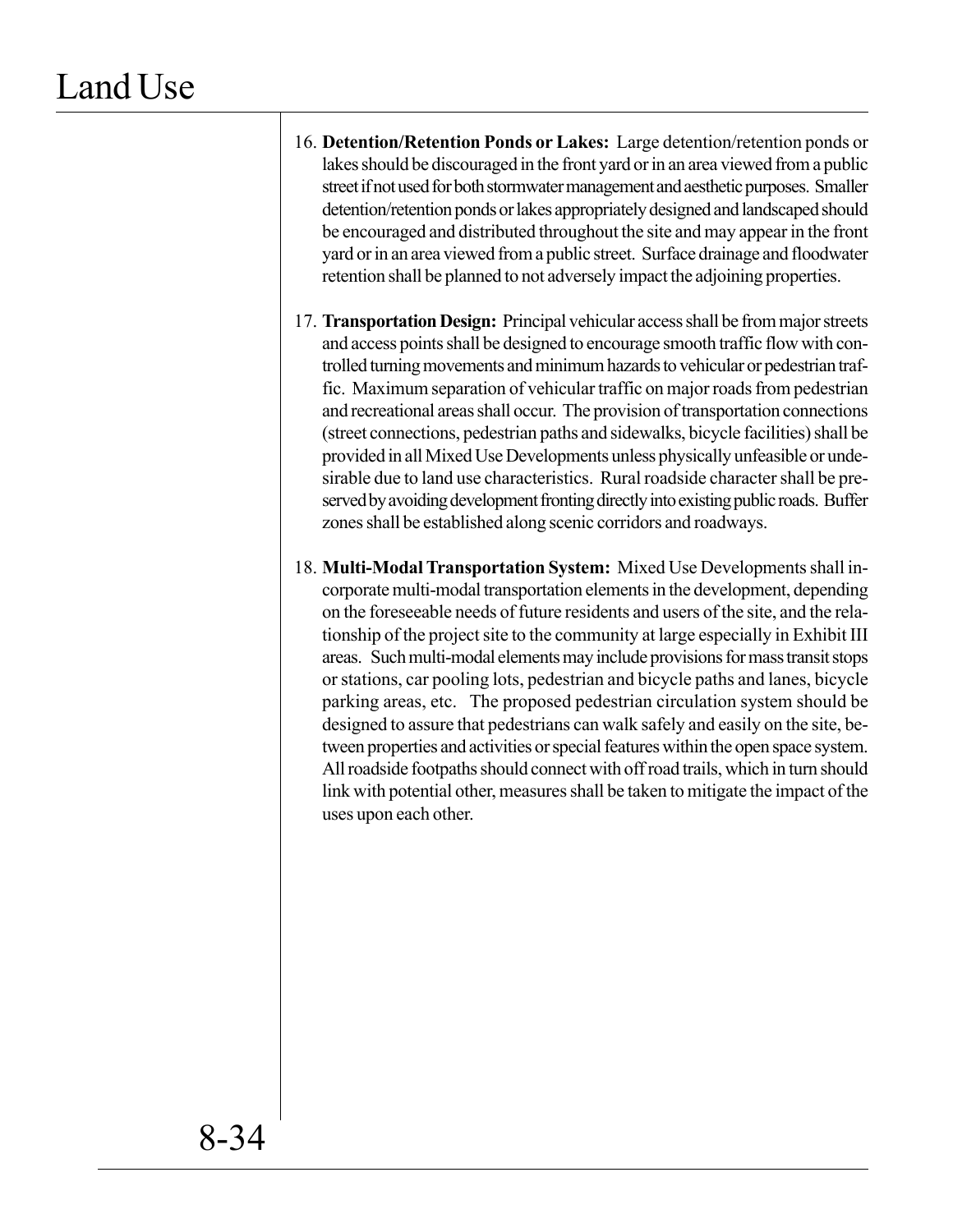16. **Detention/Retention Ponds or Lakes:** Large detention/retention ponds or lakes should be discouraged in the front yard or in an area viewed from a public street if not used for both stormwater management and aesthetic purposes. Smaller detention/retention ponds or lakes appropriately designed and landscaped should be encouraged and distributed throughout the site and may appear in the front yard or in an area viewed from a public street. Surface drainage and floodwater retention shall be planned to not adversely impact the adjoining properties.

17. **Transportation Design:** Principal vehicular access shall be from major streets and access points shall be designed to encourage smooth traffic flow with controlled turning movements and minimum hazards to vehicular or pedestrian traffic. Maximum separation of vehicular traffic on major roads from pedestrian and recreational areas shall occur. The provision of transportation connections (street connections, pedestrian paths and sidewalks, bicycle facilities) shall be provided in all Mixed Use Developments unless physically unfeasible or undesirable due to land use characteristics. Rural roadside character shall be preserved by avoiding development fronting directly into existing public roads. Buffer zones shall be established along scenic corridors and roadways.

18. **Multi-Modal Transportation System:** Mixed Use Developments shall incorporate multi-modal transportation elements in the development, depending on the foreseeable needs of future residents and users of the site, and the relationship of the project site to the community at large especially in Exhibit III areas. Such multi-modal elements may include provisions for mass transit stops or stations, car pooling lots, pedestrian and bicycle paths and lanes, bicycle parking areas, etc. The proposed pedestrian circulation system should be designed to assure that pedestrians can walk safely and easily on the site, between properties and activities or special features within the open space system. All roadside footpaths should connect with off road trails, which in turn should link with potential other, measures shall be taken to mitigate the impact of the uses upon each other.